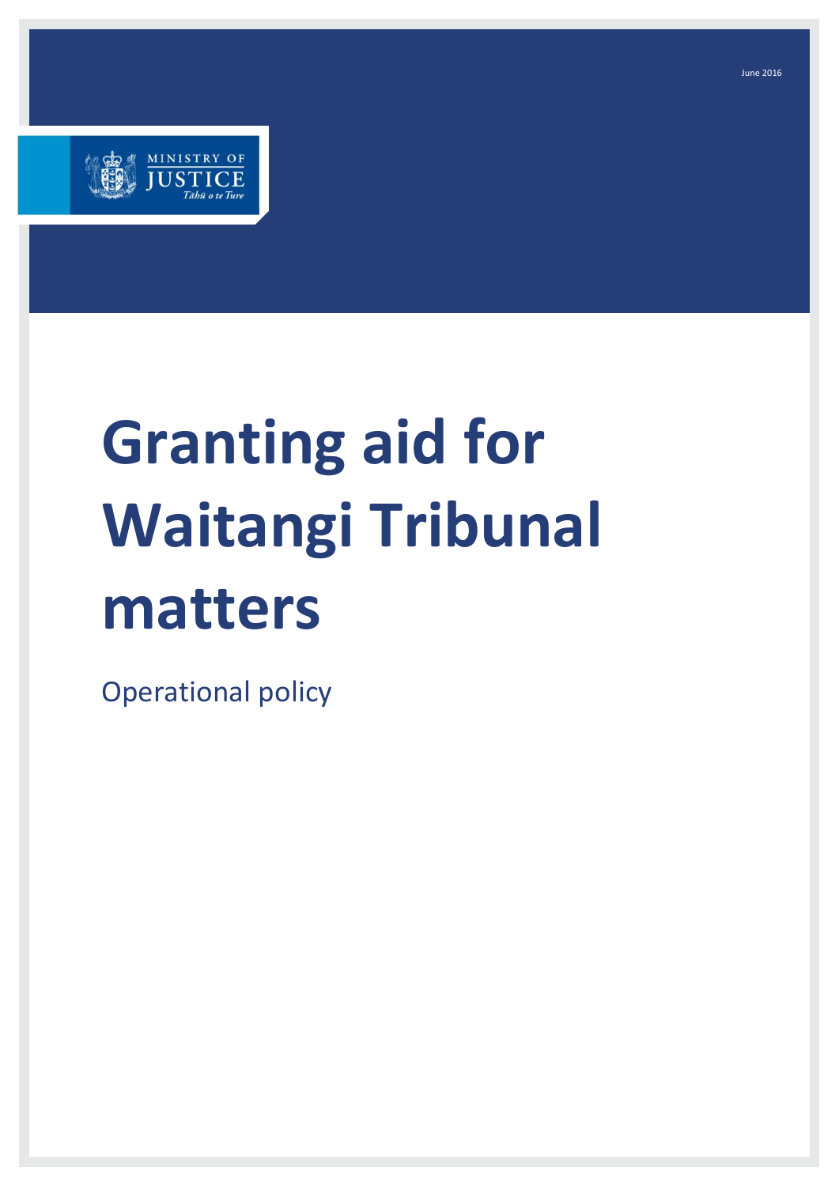June 2016

MINISTRY OF JUSTICE
*Tāhū o te Ture*

# Granting aid for Waitangi Tribunal matters

Operational policy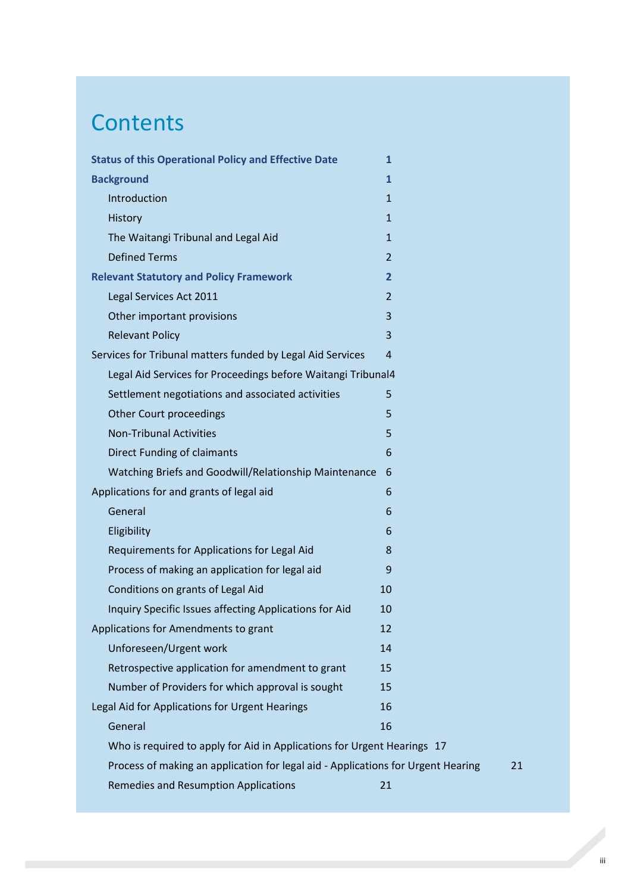# Contents

| | |
|---|---|
| **Status of this Operational Policy and Effective Date** | **1** |
| **Background** | **1** |
| Introduction | 1 |
| History | 1 |
| The Waitangi Tribunal and Legal Aid | 1 |
| Defined Terms | 2 |
| **Relevant Statutory and Policy Framework** | **2** |
| Legal Services Act 2011 | 2 |
| Other important provisions | 3 |
| Relevant Policy | 3 |
| Services for Tribunal matters funded by Legal Aid Services | 4 |
| Legal Aid Services for Proceedings before Waitangi Tribunal | 4 |
| Settlement negotiations and associated activities | 5 |
| Other Court proceedings | 5 |
| Non-Tribunal Activities | 5 |
| Direct Funding of claimants | 6 |
| Watching Briefs and Goodwill/Relationship Maintenance | 6 |
| Applications for and grants of legal aid | 6 |
| General | 6 |
| Eligibility | 6 |
| Requirements for Applications for Legal Aid | 8 |
| Process of making an application for legal aid | 9 |
| Conditions on grants of Legal Aid | 10 |
| Inquiry Specific Issues affecting Applications for Aid | 10 |
| Applications for Amendments to grant | 12 |
| Unforeseen/Urgent work | 14 |
| Retrospective application for amendment to grant | 15 |
| Number of Providers for which approval is sought | 15 |
| Legal Aid for Applications for Urgent Hearings | 16 |
| General | 16 |
| Who is required to apply for Aid in Applications for Urgent Hearings | 17 |
| Process of making an application for legal aid - Applications for Urgent Hearing | 21 |
| Remedies and Resumption Applications | 21 |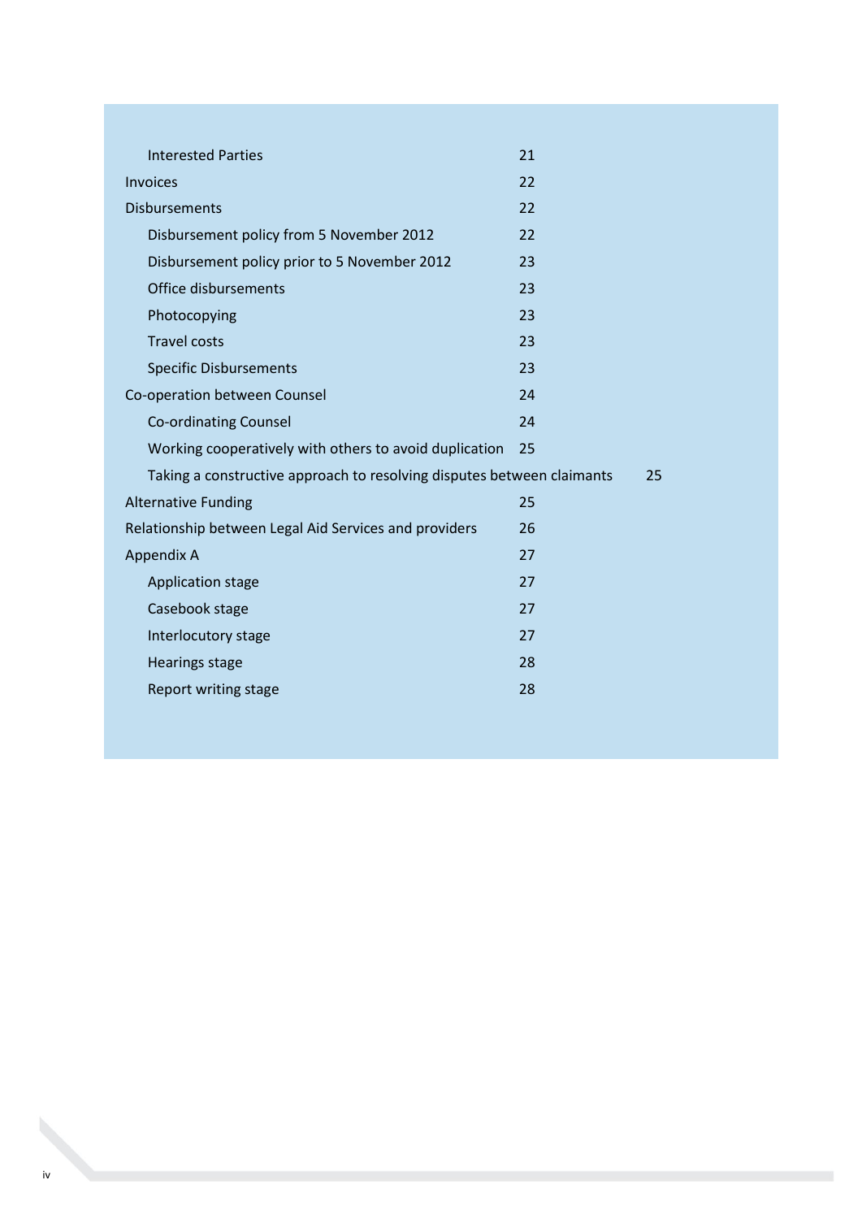| | |
|---|---|
| Interested Parties | 21 |
| Invoices | 22 |
| Disbursements | 22 |
| Disbursement policy from 5 November 2012 | 22 |
| Disbursement policy prior to 5 November 2012 | 23 |
| Office disbursements | 23 |
| Photocopying | 23 |
| Travel costs | 23 |
| Specific Disbursements | 23 |
| Co-operation between Counsel | 24 |
| Co-ordinating Counsel | 24 |
| Working cooperatively with others to avoid duplication | 25 |
| Taking a constructive approach to resolving disputes between claimants | 25 |
| Alternative Funding | 25 |
| Relationship between Legal Aid Services and providers | 26 |
| Appendix A | 27 |
| Application stage | 27 |
| Casebook stage | 27 |
| Interlocutory stage | 27 |
| Hearings stage | 28 |
| Report writing stage | 28 |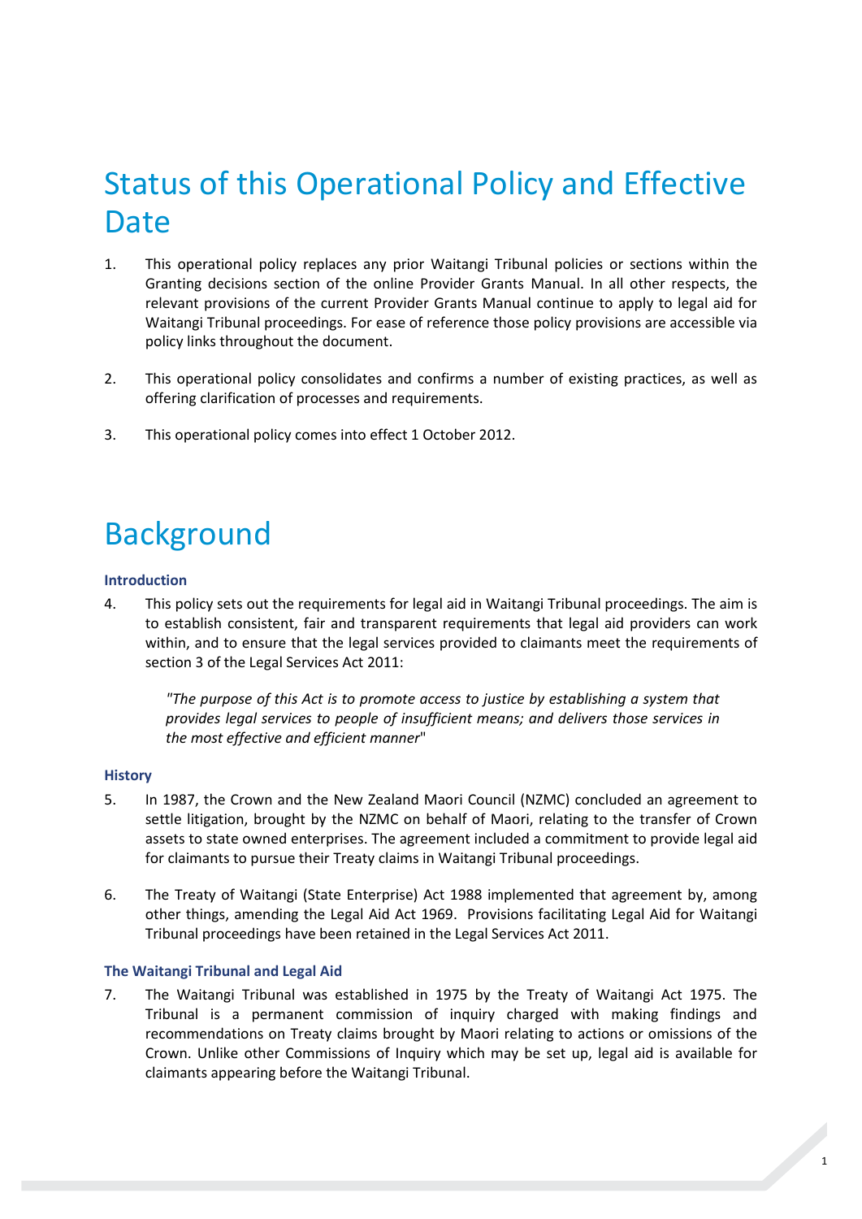# Status of this Operational Policy and Effective Date

1. This operational policy replaces any prior Waitangi Tribunal policies or sections within the Granting decisions section of the online Provider Grants Manual. In all other respects, the relevant provisions of the current Provider Grants Manual continue to apply to legal aid for Waitangi Tribunal proceedings. For ease of reference those policy provisions are accessible via policy links throughout the document.

2. This operational policy consolidates and confirms a number of existing practices, as well as offering clarification of processes and requirements.

3. This operational policy comes into effect 1 October 2012.

# Background

### Introduction

4. This policy sets out the requirements for legal aid in Waitangi Tribunal proceedings. The aim is to establish consistent, fair and transparent requirements that legal aid providers can work within, and to ensure that the legal services provided to claimants meet the requirements of section 3 of the Legal Services Act 2011:

   *"The purpose of this Act is to promote access to justice by establishing a system that provides legal services to people of insufficient means; and delivers those services in the most effective and efficient manner*"

### History

5. In 1987, the Crown and the New Zealand Maori Council (NZMC) concluded an agreement to settle litigation, brought by the NZMC on behalf of Maori, relating to the transfer of Crown assets to state owned enterprises. The agreement included a commitment to provide legal aid for claimants to pursue their Treaty claims in Waitangi Tribunal proceedings.

6. The Treaty of Waitangi (State Enterprise) Act 1988 implemented that agreement by, among other things, amending the Legal Aid Act 1969. Provisions facilitating Legal Aid for Waitangi Tribunal proceedings have been retained in the Legal Services Act 2011.

### The Waitangi Tribunal and Legal Aid

7. The Waitangi Tribunal was established in 1975 by the Treaty of Waitangi Act 1975. The Tribunal is a permanent commission of inquiry charged with making findings and recommendations on Treaty claims brought by Maori relating to actions or omissions of the Crown. Unlike other Commissions of Inquiry which may be set up, legal aid is available for claimants appearing before the Waitangi Tribunal.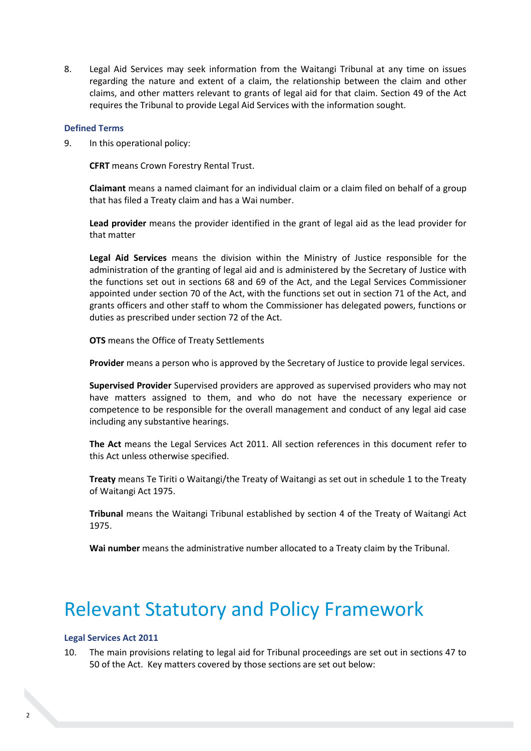8. Legal Aid Services may seek information from the Waitangi Tribunal at any time on issues regarding the nature and extent of a claim, the relationship between the claim and other claims, and other matters relevant to grants of legal aid for that claim. Section 49 of the Act requires the Tribunal to provide Legal Aid Services with the information sought.

### Defined Terms

9. In this operational policy:

   **CFRT** means Crown Forestry Rental Trust.

   **Claimant** means a named claimant for an individual claim or a claim filed on behalf of a group that has filed a Treaty claim and has a Wai number.

   **Lead provider** means the provider identified in the grant of legal aid as the lead provider for that matter

   **Legal Aid Services** means the division within the Ministry of Justice responsible for the administration of the granting of legal aid and is administered by the Secretary of Justice with the functions set out in sections 68 and 69 of the Act, and the Legal Services Commissioner appointed under section 70 of the Act, with the functions set out in section 71 of the Act, and grants officers and other staff to whom the Commissioner has delegated powers, functions or duties as prescribed under section 72 of the Act.

   **OTS** means the Office of Treaty Settlements

   **Provider** means a person who is approved by the Secretary of Justice to provide legal services.

   **Supervised Provider** Supervised providers are approved as supervised providers who may not have matters assigned to them, and who do not have the necessary experience or competence to be responsible for the overall management and conduct of any legal aid case including any substantive hearings.

   **The Act** means the Legal Services Act 2011. All section references in this document refer to this Act unless otherwise specified.

   **Treaty** means Te Tiriti o Waitangi/the Treaty of Waitangi as set out in schedule 1 to the Treaty of Waitangi Act 1975.

   **Tribunal** means the Waitangi Tribunal established by section 4 of the Treaty of Waitangi Act 1975.

   **Wai number** means the administrative number allocated to a Treaty claim by the Tribunal.

# Relevant Statutory and Policy Framework

### Legal Services Act 2011

10. The main provisions relating to legal aid for Tribunal proceedings are set out in sections 47 to 50 of the Act. Key matters covered by those sections are set out below: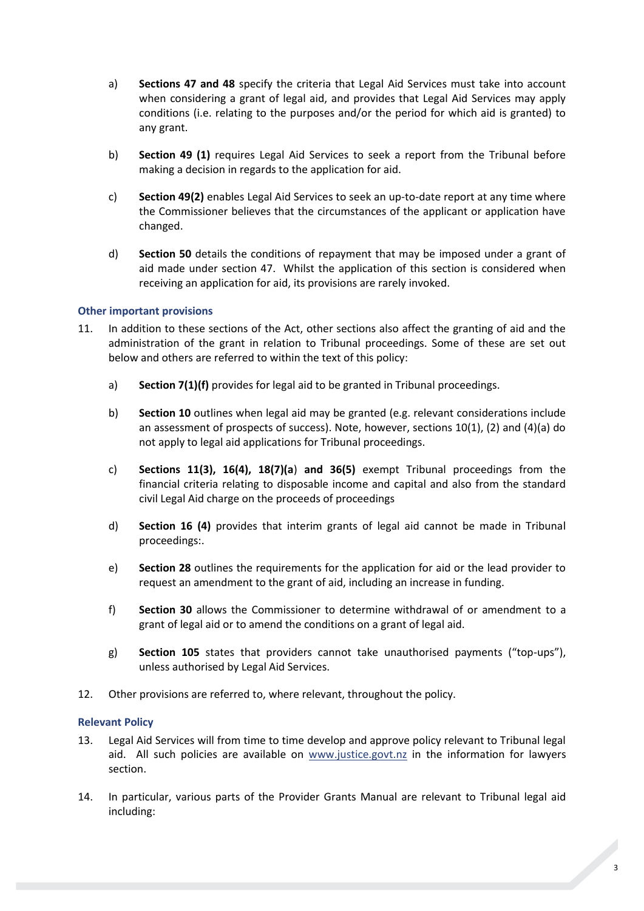a) **Sections 47 and 48** specify the criteria that Legal Aid Services must take into account when considering a grant of legal aid, and provides that Legal Aid Services may apply conditions (i.e. relating to the purposes and/or the period for which aid is granted) to any grant.

b) **Section 49 (1)** requires Legal Aid Services to seek a report from the Tribunal before making a decision in regards to the application for aid.

c) **Section 49(2)** enables Legal Aid Services to seek an up-to-date report at any time where the Commissioner believes that the circumstances of the applicant or application have changed.

d) **Section 50** details the conditions of repayment that may be imposed under a grant of aid made under section 47. Whilst the application of this section is considered when receiving an application for aid, its provisions are rarely invoked.

### Other important provisions

11. In addition to these sections of the Act, other sections also affect the granting of aid and the administration of the grant in relation to Tribunal proceedings. Some of these are set out below and others are referred to within the text of this policy:

    a) **Section 7(1)(f)** provides for legal aid to be granted in Tribunal proceedings.

    b) **Section 10** outlines when legal aid may be granted (e.g. relevant considerations include an assessment of prospects of success). Note, however, sections 10(1), (2) and (4)(a) do not apply to legal aid applications for Tribunal proceedings.

    c) **Sections 11(3), 16(4), 18(7)(a**) **and 36(5)** exempt Tribunal proceedings from the financial criteria relating to disposable income and capital and also from the standard civil Legal Aid charge on the proceeds of proceedings

    d) **Section 16 (4)** provides that interim grants of legal aid cannot be made in Tribunal proceedings:.

    e) **Section 28** outlines the requirements for the application for aid or the lead provider to request an amendment to the grant of aid, including an increase in funding.

    f) **Section 30** allows the Commissioner to determine withdrawal of or amendment to a grant of legal aid or to amend the conditions on a grant of legal aid.

    g) **Section 105** states that providers cannot take unauthorised payments ("top-ups"), unless authorised by Legal Aid Services.

12. Other provisions are referred to, where relevant, throughout the policy.

### Relevant Policy

13. Legal Aid Services will from time to time develop and approve policy relevant to Tribunal legal aid. All such policies are available on www.justice.govt.nz in the information for lawyers section.

14. In particular, various parts of the Provider Grants Manual are relevant to Tribunal legal aid including: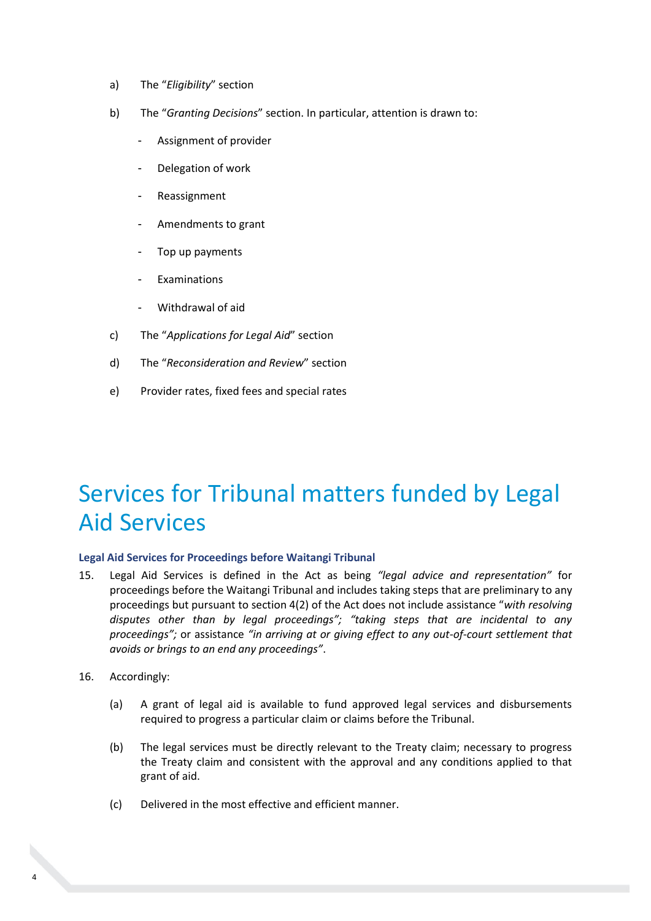a) The "*Eligibility*" section

b) The "*Granting Decisions*" section. In particular, attention is drawn to:

  - Assignment of provider
  - Delegation of work
  - Reassignment
  - Amendments to grant
  - Top up payments
  - Examinations
  - Withdrawal of aid

c) The "*Applications for Legal Aid*" section

d) The "*Reconsideration and Review*" section

e) Provider rates, fixed fees and special rates

# Services for Tribunal matters funded by Legal Aid Services

**Legal Aid Services for Proceedings before Waitangi Tribunal**

15. Legal Aid Services is defined in the Act as being *"legal advice and representation"* for proceedings before the Waitangi Tribunal and includes taking steps that are preliminary to any proceedings but pursuant to section 4(2) of the Act does not include assistance "*with resolving disputes other than by legal proceedings"; "taking steps that are incidental to any proceedings";* or assistance *"in arriving at or giving effect to any out-of-court settlement that avoids or brings to an end any proceedings"*.

16. Accordingly:

    (a) A grant of legal aid is available to fund approved legal services and disbursements required to progress a particular claim or claims before the Tribunal.

    (b) The legal services must be directly relevant to the Treaty claim; necessary to progress the Treaty claim and consistent with the approval and any conditions applied to that grant of aid.

    (c) Delivered in the most effective and efficient manner.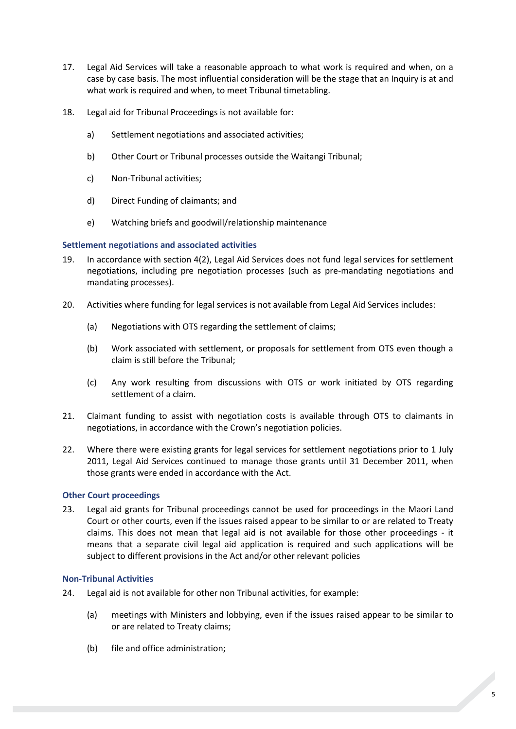17. Legal Aid Services will take a reasonable approach to what work is required and when, on a case by case basis. The most influential consideration will be the stage that an Inquiry is at and what work is required and when, to meet Tribunal timetabling.

18. Legal aid for Tribunal Proceedings is not available for:

    a) Settlement negotiations and associated activities;

    b) Other Court or Tribunal processes outside the Waitangi Tribunal;

    c) Non-Tribunal activities;

    d) Direct Funding of claimants; and

    e) Watching briefs and goodwill/relationship maintenance

### Settlement negotiations and associated activities

19. In accordance with section 4(2), Legal Aid Services does not fund legal services for settlement negotiations, including pre negotiation processes (such as pre-mandating negotiations and mandating processes).

20. Activities where funding for legal services is not available from Legal Aid Services includes:

    (a) Negotiations with OTS regarding the settlement of claims;

    (b) Work associated with settlement, or proposals for settlement from OTS even though a claim is still before the Tribunal;

    (c) Any work resulting from discussions with OTS or work initiated by OTS regarding settlement of a claim.

21. Claimant funding to assist with negotiation costs is available through OTS to claimants in negotiations, in accordance with the Crown's negotiation policies.

22. Where there were existing grants for legal services for settlement negotiations prior to 1 July 2011, Legal Aid Services continued to manage those grants until 31 December 2011, when those grants were ended in accordance with the Act.

### Other Court proceedings

23. Legal aid grants for Tribunal proceedings cannot be used for proceedings in the Maori Land Court or other courts, even if the issues raised appear to be similar to or are related to Treaty claims. This does not mean that legal aid is not available for those other proceedings - it means that a separate civil legal aid application is required and such applications will be subject to different provisions in the Act and/or other relevant policies

### Non-Tribunal Activities

24. Legal aid is not available for other non Tribunal activities, for example:

    (a) meetings with Ministers and lobbying, even if the issues raised appear to be similar to or are related to Treaty claims;

    (b) file and office administration;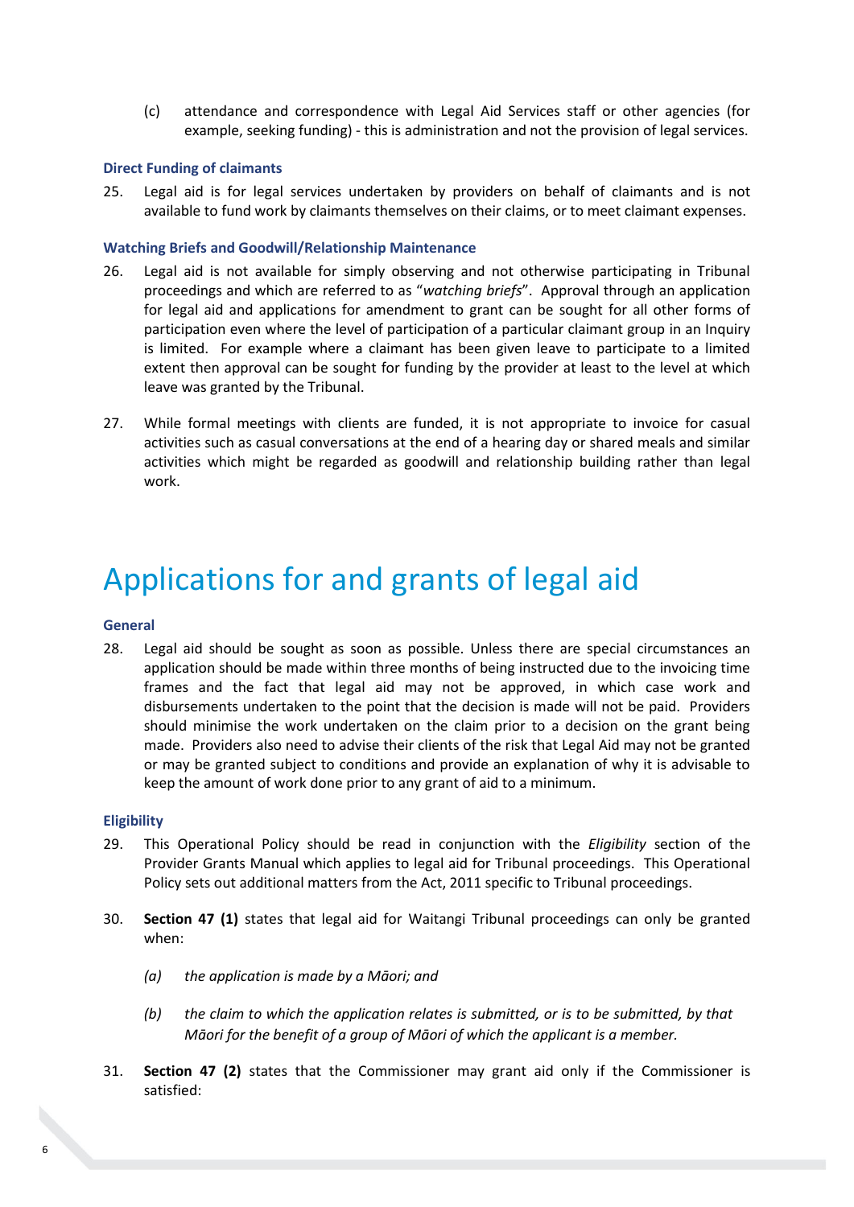(c) attendance and correspondence with Legal Aid Services staff or other agencies (for example, seeking funding) - this is administration and not the provision of legal services.

### Direct Funding of claimants

25. Legal aid is for legal services undertaken by providers on behalf of claimants and is not available to fund work by claimants themselves on their claims, or to meet claimant expenses.

### Watching Briefs and Goodwill/Relationship Maintenance

26. Legal aid is not available for simply observing and not otherwise participating in Tribunal proceedings and which are referred to as "*watching briefs*". Approval through an application for legal aid and applications for amendment to grant can be sought for all other forms of participation even where the level of participation of a particular claimant group in an Inquiry is limited. For example where a claimant has been given leave to participate to a limited extent then approval can be sought for funding by the provider at least to the level at which leave was granted by the Tribunal.

27. While formal meetings with clients are funded, it is not appropriate to invoice for casual activities such as casual conversations at the end of a hearing day or shared meals and similar activities which might be regarded as goodwill and relationship building rather than legal work.

# Applications for and grants of legal aid

### General

28. Legal aid should be sought as soon as possible. Unless there are special circumstances an application should be made within three months of being instructed due to the invoicing time frames and the fact that legal aid may not be approved, in which case work and disbursements undertaken to the point that the decision is made will not be paid. Providers should minimise the work undertaken on the claim prior to a decision on the grant being made. Providers also need to advise their clients of the risk that Legal Aid may not be granted or may be granted subject to conditions and provide an explanation of why it is advisable to keep the amount of work done prior to any grant of aid to a minimum.

### Eligibility

29. This Operational Policy should be read in conjunction with the *Eligibility* section of the Provider Grants Manual which applies to legal aid for Tribunal proceedings. This Operational Policy sets out additional matters from the Act, 2011 specific to Tribunal proceedings.

30. **Section 47 (1)** states that legal aid for Waitangi Tribunal proceedings can only be granted when:

    *(a) the application is made by a Māori; and*

    *(b) the claim to which the application relates is submitted, or is to be submitted, by that Māori for the benefit of a group of Māori of which the applicant is a member.*

31. **Section 47 (2)** states that the Commissioner may grant aid only if the Commissioner is satisfied: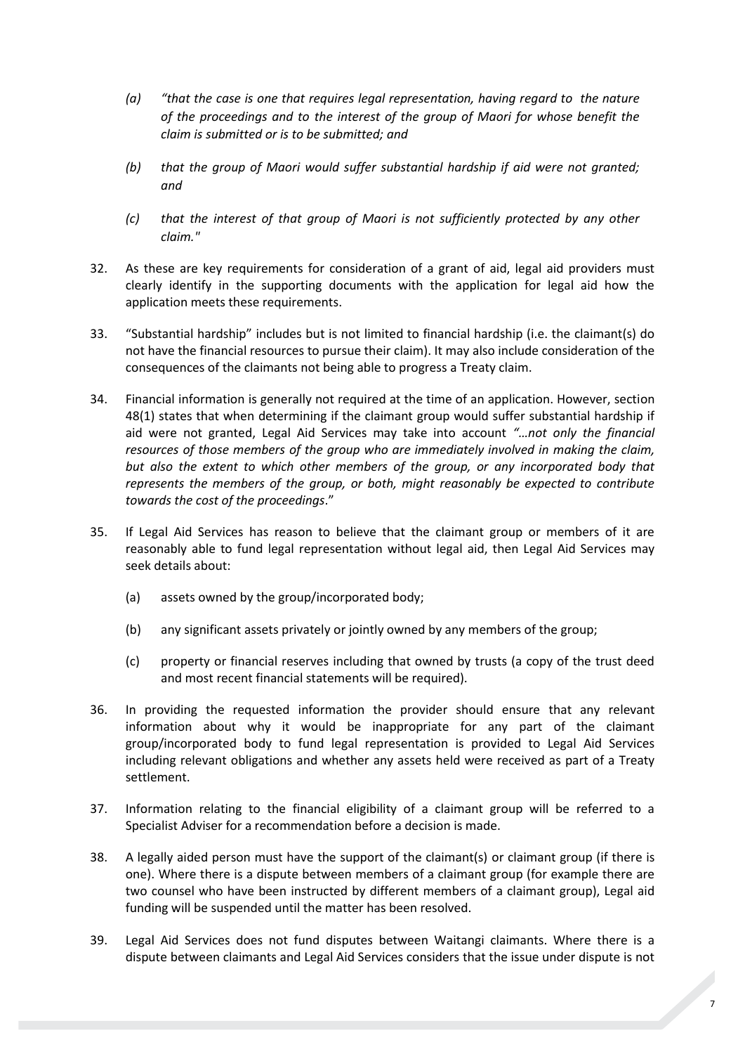> *(a) "that the case is one that requires legal representation, having regard to the nature of the proceedings and to the interest of the group of Maori for whose benefit the claim is submitted or is to be submitted; and*
>
> *(b) that the group of Maori would suffer substantial hardship if aid were not granted; and*
>
> *(c) that the interest of that group of Maori is not sufficiently protected by any other claim."*

32. As these are key requirements for consideration of a grant of aid, legal aid providers must clearly identify in the supporting documents with the application for legal aid how the application meets these requirements.

33. "Substantial hardship" includes but is not limited to financial hardship (i.e. the claimant(s) do not have the financial resources to pursue their claim). It may also include consideration of the consequences of the claimants not being able to progress a Treaty claim.

34. Financial information is generally not required at the time of an application. However, section 48(1) states that when determining if the claimant group would suffer substantial hardship if aid were not granted, Legal Aid Services may take into account *"…not only the financial resources of those members of the group who are immediately involved in making the claim, but also the extent to which other members of the group, or any incorporated body that represents the members of the group, or both, might reasonably be expected to contribute towards the cost of the proceedings*."

35. If Legal Aid Services has reason to believe that the claimant group or members of it are reasonably able to fund legal representation without legal aid, then Legal Aid Services may seek details about:

    (a) assets owned by the group/incorporated body;

    (b) any significant assets privately or jointly owned by any members of the group;

    (c) property or financial reserves including that owned by trusts (a copy of the trust deed and most recent financial statements will be required).

36. In providing the requested information the provider should ensure that any relevant information about why it would be inappropriate for any part of the claimant group/incorporated body to fund legal representation is provided to Legal Aid Services including relevant obligations and whether any assets held were received as part of a Treaty settlement.

37. Information relating to the financial eligibility of a claimant group will be referred to a Specialist Adviser for a recommendation before a decision is made.

38. A legally aided person must have the support of the claimant(s) or claimant group (if there is one). Where there is a dispute between members of a claimant group (for example there are two counsel who have been instructed by different members of a claimant group), Legal aid funding will be suspended until the matter has been resolved.

39. Legal Aid Services does not fund disputes between Waitangi claimants. Where there is a dispute between claimants and Legal Aid Services considers that the issue under dispute is not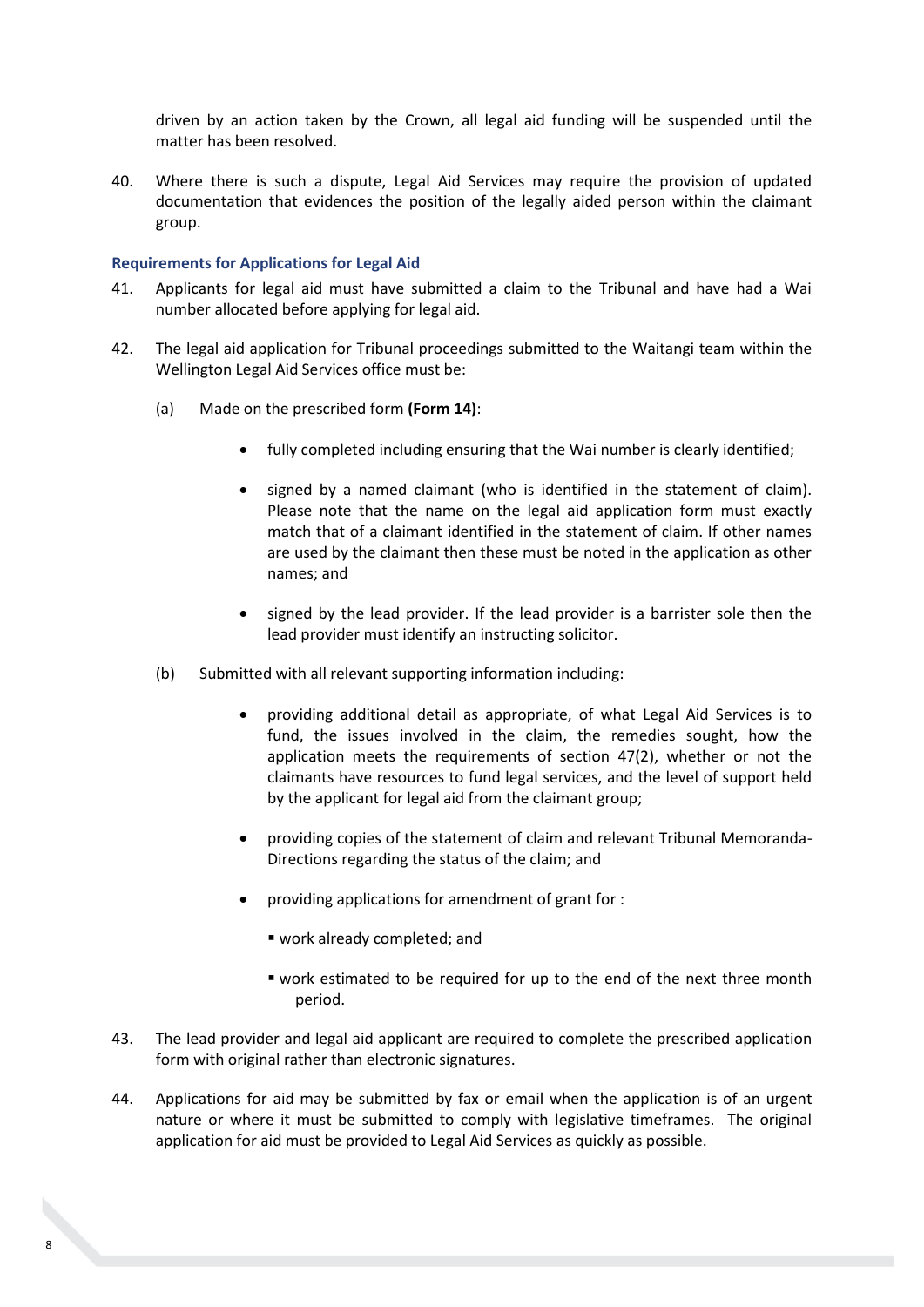driven by an action taken by the Crown, all legal aid funding will be suspended until the matter has been resolved.

40. Where there is such a dispute, Legal Aid Services may require the provision of updated documentation that evidences the position of the legally aided person within the claimant group.

### Requirements for Applications for Legal Aid

41. Applicants for legal aid must have submitted a claim to the Tribunal and have had a Wai number allocated before applying for legal aid.

42. The legal aid application for Tribunal proceedings submitted to the Waitangi team within the Wellington Legal Aid Services office must be:

    (a) Made on the prescribed form **(Form 14)**:

    - fully completed including ensuring that the Wai number is clearly identified;
    - signed by a named claimant (who is identified in the statement of claim). Please note that the name on the legal aid application form must exactly match that of a claimant identified in the statement of claim. If other names are used by the claimant then these must be noted in the application as other names; and
    - signed by the lead provider. If the lead provider is a barrister sole then the lead provider must identify an instructing solicitor.

    (b) Submitted with all relevant supporting information including:

    - providing additional detail as appropriate, of what Legal Aid Services is to fund, the issues involved in the claim, the remedies sought, how the application meets the requirements of section 47(2), whether or not the claimants have resources to fund legal services, and the level of support held by the applicant for legal aid from the claimant group;
    - providing copies of the statement of claim and relevant Tribunal Memoranda-Directions regarding the status of the claim; and
    - providing applications for amendment of grant for :
        - work already completed; and
        - work estimated to be required for up to the end of the next three month period.

43. The lead provider and legal aid applicant are required to complete the prescribed application form with original rather than electronic signatures.

44. Applications for aid may be submitted by fax or email when the application is of an urgent nature or where it must be submitted to comply with legislative timeframes. The original application for aid must be provided to Legal Aid Services as quickly as possible.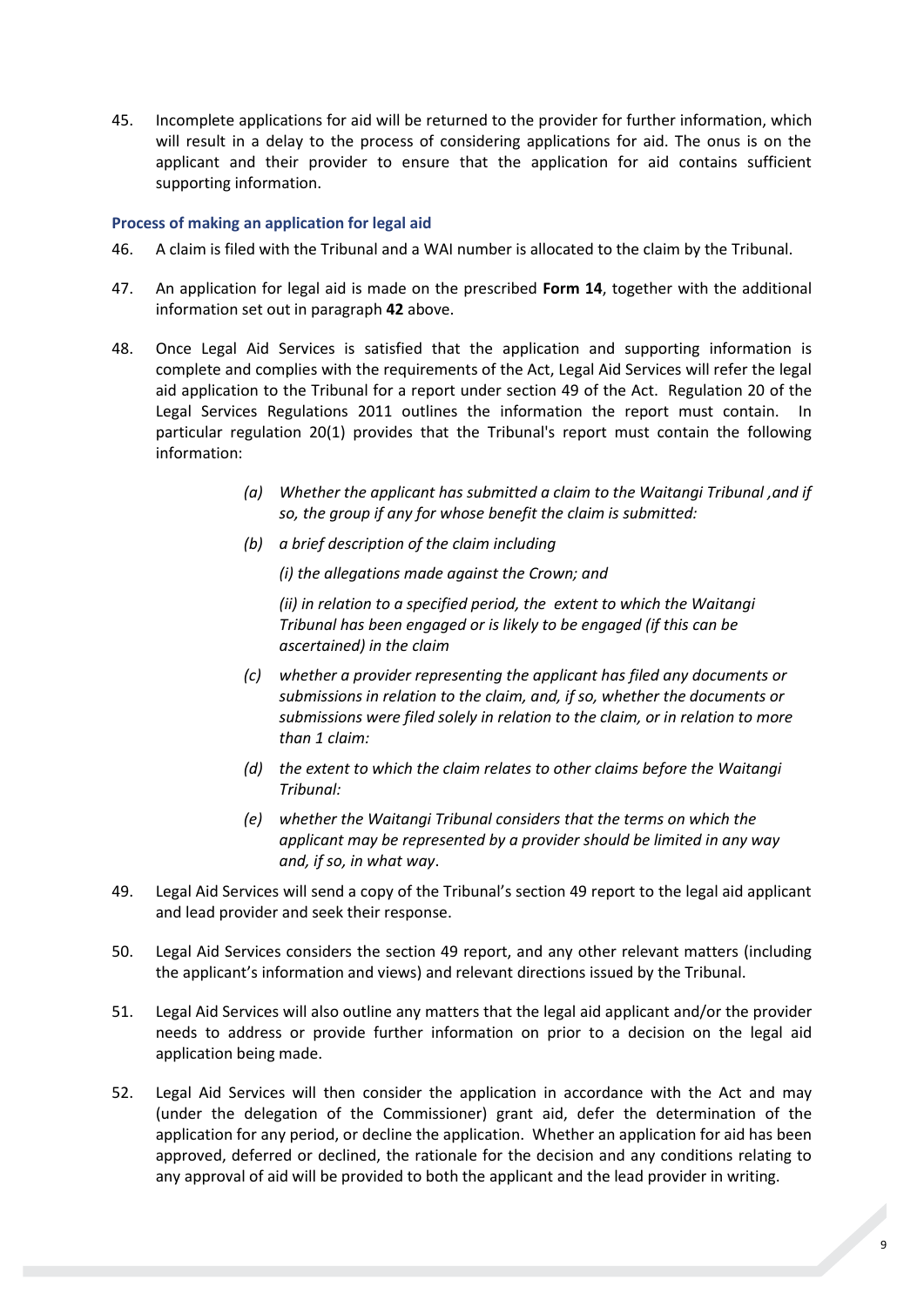45. Incomplete applications for aid will be returned to the provider for further information, which will result in a delay to the process of considering applications for aid. The onus is on the applicant and their provider to ensure that the application for aid contains sufficient supporting information.

### Process of making an application for legal aid

46. A claim is filed with the Tribunal and a WAI number is allocated to the claim by the Tribunal.

47. An application for legal aid is made on the prescribed **Form 14**, together with the additional information set out in paragraph **42** above.

48. Once Legal Aid Services is satisfied that the application and supporting information is complete and complies with the requirements of the Act, Legal Aid Services will refer the legal aid application to the Tribunal for a report under section 49 of the Act. Regulation 20 of the Legal Services Regulations 2011 outlines the information the report must contain. In particular regulation 20(1) provides that the Tribunal's report must contain the following information:

    *(a) Whether the applicant has submitted a claim to the Waitangi Tribunal ,and if so, the group if any for whose benefit the claim is submitted:*

    *(b) a brief description of the claim including*

    *(i) the allegations made against the Crown; and*

    *(ii) in relation to a specified period, the extent to which the Waitangi Tribunal has been engaged or is likely to be engaged (if this can be ascertained) in the claim*

    *(c) whether a provider representing the applicant has filed any documents or submissions in relation to the claim, and, if so, whether the documents or submissions were filed solely in relation to the claim, or in relation to more than 1 claim:*

    *(d) the extent to which the claim relates to other claims before the Waitangi Tribunal:*

    *(e) whether the Waitangi Tribunal considers that the terms on which the applicant may be represented by a provider should be limited in any way and, if so, in what way*.

49. Legal Aid Services will send a copy of the Tribunal's section 49 report to the legal aid applicant and lead provider and seek their response.

50. Legal Aid Services considers the section 49 report, and any other relevant matters (including the applicant's information and views) and relevant directions issued by the Tribunal.

51. Legal Aid Services will also outline any matters that the legal aid applicant and/or the provider needs to address or provide further information on prior to a decision on the legal aid application being made.

52. Legal Aid Services will then consider the application in accordance with the Act and may (under the delegation of the Commissioner) grant aid, defer the determination of the application for any period, or decline the application. Whether an application for aid has been approved, deferred or declined, the rationale for the decision and any conditions relating to any approval of aid will be provided to both the applicant and the lead provider in writing.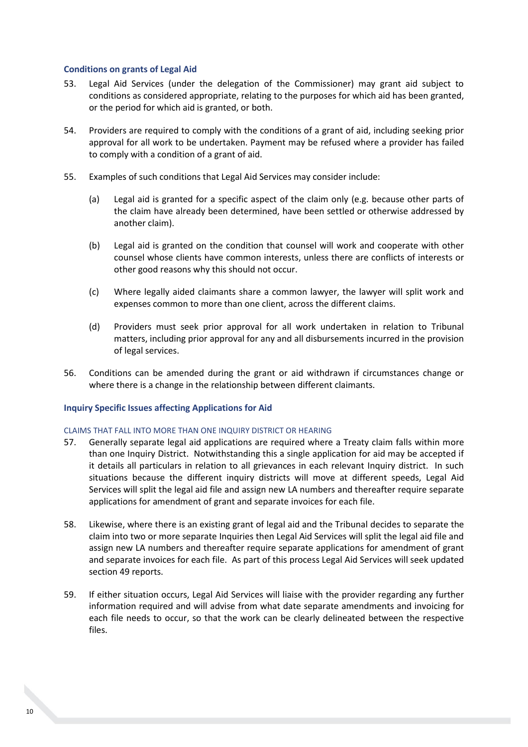### Conditions on grants of Legal Aid

53. Legal Aid Services (under the delegation of the Commissioner) may grant aid subject to conditions as considered appropriate, relating to the purposes for which aid has been granted, or the period for which aid is granted, or both.

54. Providers are required to comply with the conditions of a grant of aid, including seeking prior approval for all work to be undertaken. Payment may be refused where a provider has failed to comply with a condition of a grant of aid.

55. Examples of such conditions that Legal Aid Services may consider include:

    (a) Legal aid is granted for a specific aspect of the claim only (e.g. because other parts of the claim have already been determined, have been settled or otherwise addressed by another claim).

    (b) Legal aid is granted on the condition that counsel will work and cooperate with other counsel whose clients have common interests, unless there are conflicts of interests or other good reasons why this should not occur.

    (c) Where legally aided claimants share a common lawyer, the lawyer will split work and expenses common to more than one client, across the different claims.

    (d) Providers must seek prior approval for all work undertaken in relation to Tribunal matters, including prior approval for any and all disbursements incurred in the provision of legal services.

56. Conditions can be amended during the grant or aid withdrawn if circumstances change or where there is a change in the relationship between different claimants.

### Inquiry Specific Issues affecting Applications for Aid

#### CLAIMS THAT FALL INTO MORE THAN ONE INQUIRY DISTRICT OR HEARING

57. Generally separate legal aid applications are required where a Treaty claim falls within more than one Inquiry District. Notwithstanding this a single application for aid may be accepted if it details all particulars in relation to all grievances in each relevant Inquiry district. In such situations because the different inquiry districts will move at different speeds, Legal Aid Services will split the legal aid file and assign new LA numbers and thereafter require separate applications for amendment of grant and separate invoices for each file.

58. Likewise, where there is an existing grant of legal aid and the Tribunal decides to separate the claim into two or more separate Inquiries then Legal Aid Services will split the legal aid file and assign new LA numbers and thereafter require separate applications for amendment of grant and separate invoices for each file. As part of this process Legal Aid Services will seek updated section 49 reports.

59. If either situation occurs, Legal Aid Services will liaise with the provider regarding any further information required and will advise from what date separate amendments and invoicing for each file needs to occur, so that the work can be clearly delineated between the respective files.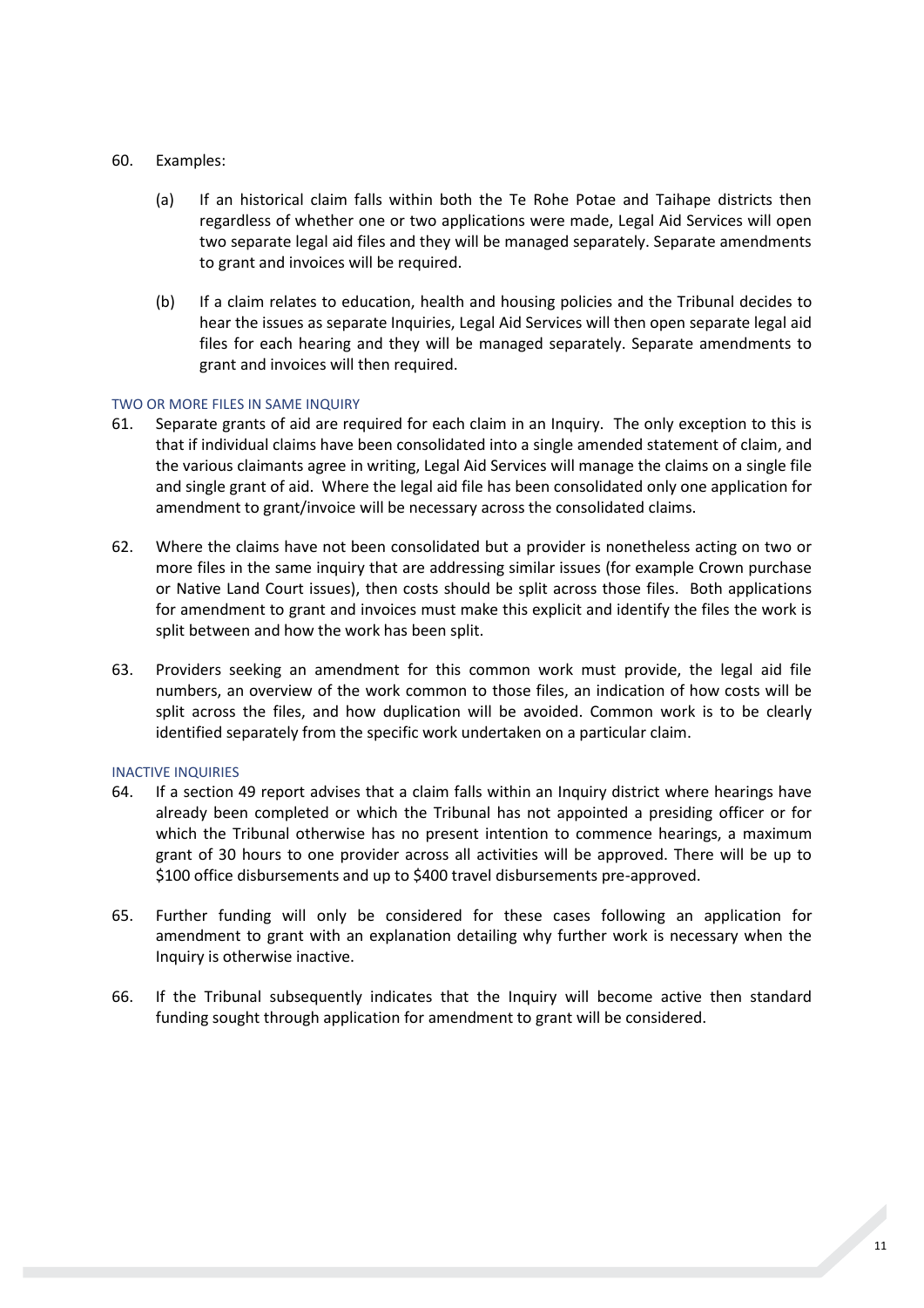60. Examples:

    (a) If an historical claim falls within both the Te Rohe Potae and Taihape districts then regardless of whether one or two applications were made, Legal Aid Services will open two separate legal aid files and they will be managed separately. Separate amendments to grant and invoices will be required.

    (b) If a claim relates to education, health and housing policies and the Tribunal decides to hear the issues as separate Inquiries, Legal Aid Services will then open separate legal aid files for each hearing and they will be managed separately. Separate amendments to grant and invoices will then required.

### TWO OR MORE FILES IN SAME INQUIRY

61. Separate grants of aid are required for each claim in an Inquiry. The only exception to this is that if individual claims have been consolidated into a single amended statement of claim, and the various claimants agree in writing, Legal Aid Services will manage the claims on a single file and single grant of aid. Where the legal aid file has been consolidated only one application for amendment to grant/invoice will be necessary across the consolidated claims.

62. Where the claims have not been consolidated but a provider is nonetheless acting on two or more files in the same inquiry that are addressing similar issues (for example Crown purchase or Native Land Court issues), then costs should be split across those files. Both applications for amendment to grant and invoices must make this explicit and identify the files the work is split between and how the work has been split.

63. Providers seeking an amendment for this common work must provide, the legal aid file numbers, an overview of the work common to those files, an indication of how costs will be split across the files, and how duplication will be avoided. Common work is to be clearly identified separately from the specific work undertaken on a particular claim.

### INACTIVE INQUIRIES

64. If a section 49 report advises that a claim falls within an Inquiry district where hearings have already been completed or which the Tribunal has not appointed a presiding officer or for which the Tribunal otherwise has no present intention to commence hearings, a maximum grant of 30 hours to one provider across all activities will be approved. There will be up to $100 office disbursements and up to $400 travel disbursements pre-approved.

65. Further funding will only be considered for these cases following an application for amendment to grant with an explanation detailing why further work is necessary when the Inquiry is otherwise inactive.

66. If the Tribunal subsequently indicates that the Inquiry will become active then standard funding sought through application for amendment to grant will be considered.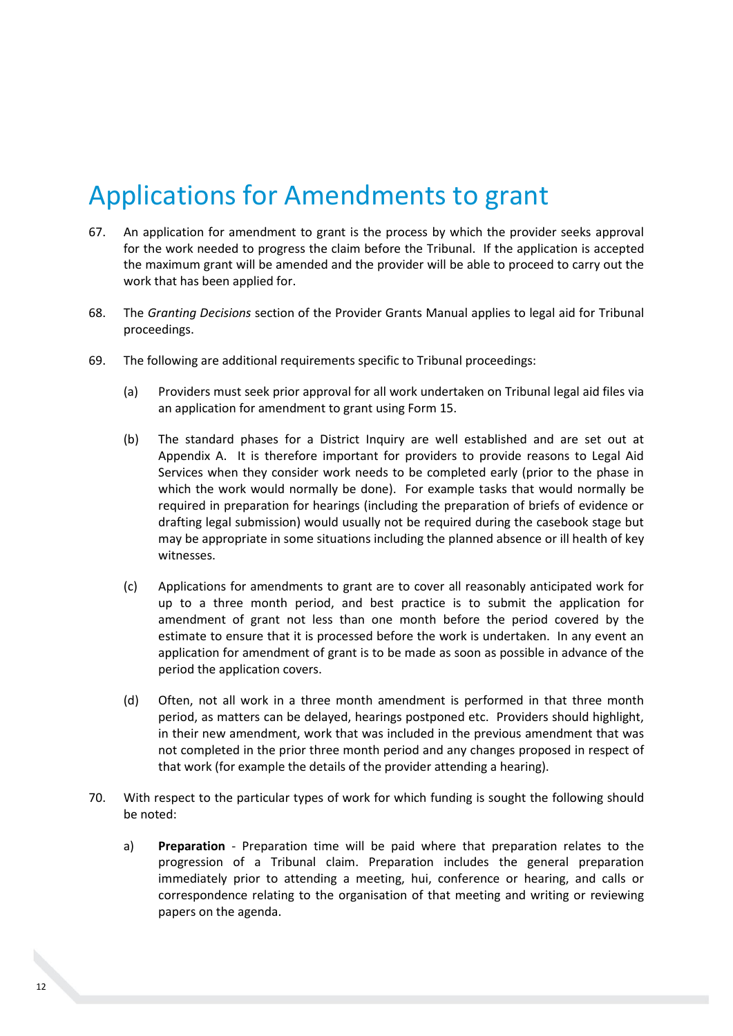# Applications for Amendments to grant

67. An application for amendment to grant is the process by which the provider seeks approval for the work needed to progress the claim before the Tribunal. If the application is accepted the maximum grant will be amended and the provider will be able to proceed to carry out the work that has been applied for.

68. The *Granting Decisions* section of the Provider Grants Manual applies to legal aid for Tribunal proceedings.

69. The following are additional requirements specific to Tribunal proceedings:

    (a) Providers must seek prior approval for all work undertaken on Tribunal legal aid files via an application for amendment to grant using Form 15.

    (b) The standard phases for a District Inquiry are well established and are set out at Appendix A. It is therefore important for providers to provide reasons to Legal Aid Services when they consider work needs to be completed early (prior to the phase in which the work would normally be done). For example tasks that would normally be required in preparation for hearings (including the preparation of briefs of evidence or drafting legal submission) would usually not be required during the casebook stage but may be appropriate in some situations including the planned absence or ill health of key witnesses.

    (c) Applications for amendments to grant are to cover all reasonably anticipated work for up to a three month period, and best practice is to submit the application for amendment of grant not less than one month before the period covered by the estimate to ensure that it is processed before the work is undertaken. In any event an application for amendment of grant is to be made as soon as possible in advance of the period the application covers.

    (d) Often, not all work in a three month amendment is performed in that three month period, as matters can be delayed, hearings postponed etc. Providers should highlight, in their new amendment, work that was included in the previous amendment that was not completed in the prior three month period and any changes proposed in respect of that work (for example the details of the provider attending a hearing).

70. With respect to the particular types of work for which funding is sought the following should be noted:

    a) **Preparation** - Preparation time will be paid where that preparation relates to the progression of a Tribunal claim. Preparation includes the general preparation immediately prior to attending a meeting, hui, conference or hearing, and calls or correspondence relating to the organisation of that meeting and writing or reviewing papers on the agenda.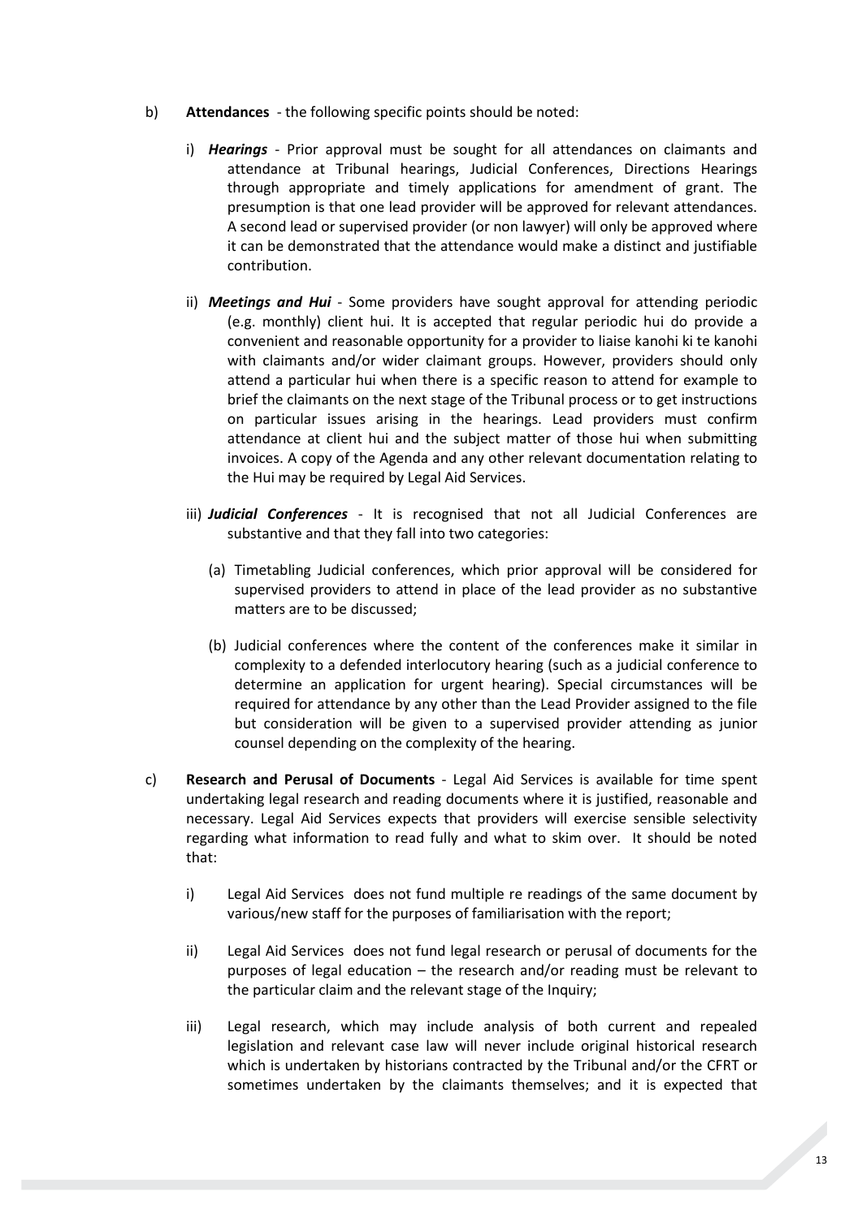b) **Attendances** - the following specific points should be noted:

   i) ***Hearings*** - Prior approval must be sought for all attendances on claimants and attendance at Tribunal hearings, Judicial Conferences, Directions Hearings through appropriate and timely applications for amendment of grant. The presumption is that one lead provider will be approved for relevant attendances. A second lead or supervised provider (or non lawyer) will only be approved where it can be demonstrated that the attendance would make a distinct and justifiable contribution.

   ii) ***Meetings and Hui*** - Some providers have sought approval for attending periodic (e.g. monthly) client hui. It is accepted that regular periodic hui do provide a convenient and reasonable opportunity for a provider to liaise kanohi ki te kanohi with claimants and/or wider claimant groups. However, providers should only attend a particular hui when there is a specific reason to attend for example to brief the claimants on the next stage of the Tribunal process or to get instructions on particular issues arising in the hearings. Lead providers must confirm attendance at client hui and the subject matter of those hui when submitting invoices. A copy of the Agenda and any other relevant documentation relating to the Hui may be required by Legal Aid Services.

   iii) ***Judicial Conferences*** - It is recognised that not all Judicial Conferences are substantive and that they fall into two categories:

      (a) Timetabling Judicial conferences, which prior approval will be considered for supervised providers to attend in place of the lead provider as no substantive matters are to be discussed;

      (b) Judicial conferences where the content of the conferences make it similar in complexity to a defended interlocutory hearing (such as a judicial conference to determine an application for urgent hearing). Special circumstances will be required for attendance by any other than the Lead Provider assigned to the file but consideration will be given to a supervised provider attending as junior counsel depending on the complexity of the hearing.

c) **Research and Perusal of Documents** - Legal Aid Services is available for time spent undertaking legal research and reading documents where it is justified, reasonable and necessary. Legal Aid Services expects that providers will exercise sensible selectivity regarding what information to read fully and what to skim over. It should be noted that:

   i) Legal Aid Services does not fund multiple re readings of the same document by various/new staff for the purposes of familiarisation with the report;

   ii) Legal Aid Services does not fund legal research or perusal of documents for the purposes of legal education – the research and/or reading must be relevant to the particular claim and the relevant stage of the Inquiry;

   iii) Legal research, which may include analysis of both current and repealed legislation and relevant case law will never include original historical research which is undertaken by historians contracted by the Tribunal and/or the CFRT or sometimes undertaken by the claimants themselves; and it is expected that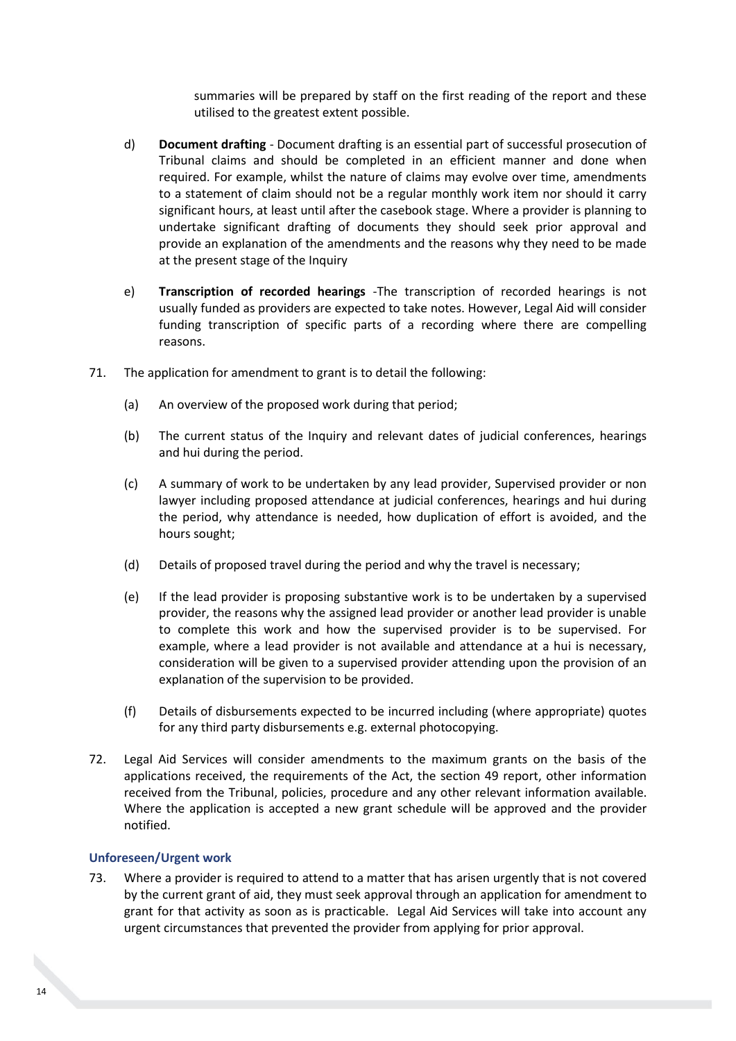summaries will be prepared by staff on the first reading of the report and these utilised to the greatest extent possible.

d) **Document drafting** - Document drafting is an essential part of successful prosecution of Tribunal claims and should be completed in an efficient manner and done when required. For example, whilst the nature of claims may evolve over time, amendments to a statement of claim should not be a regular monthly work item nor should it carry significant hours, at least until after the casebook stage. Where a provider is planning to undertake significant drafting of documents they should seek prior approval and provide an explanation of the amendments and the reasons why they need to be made at the present stage of the Inquiry

e) **Transcription of recorded hearings** -The transcription of recorded hearings is not usually funded as providers are expected to take notes. However, Legal Aid will consider funding transcription of specific parts of a recording where there are compelling reasons.

71. The application for amendment to grant is to detail the following:

    (a) An overview of the proposed work during that period;

    (b) The current status of the Inquiry and relevant dates of judicial conferences, hearings and hui during the period.

    (c) A summary of work to be undertaken by any lead provider, Supervised provider or non lawyer including proposed attendance at judicial conferences, hearings and hui during the period, why attendance is needed, how duplication of effort is avoided, and the hours sought;

    (d) Details of proposed travel during the period and why the travel is necessary;

    (e) If the lead provider is proposing substantive work is to be undertaken by a supervised provider, the reasons why the assigned lead provider or another lead provider is unable to complete this work and how the supervised provider is to be supervised. For example, where a lead provider is not available and attendance at a hui is necessary, consideration will be given to a supervised provider attending upon the provision of an explanation of the supervision to be provided.

    (f) Details of disbursements expected to be incurred including (where appropriate) quotes for any third party disbursements e.g. external photocopying.

72. Legal Aid Services will consider amendments to the maximum grants on the basis of the applications received, the requirements of the Act, the section 49 report, other information received from the Tribunal, policies, procedure and any other relevant information available. Where the application is accepted a new grant schedule will be approved and the provider notified.

### Unforeseen/Urgent work

73. Where a provider is required to attend to a matter that has arisen urgently that is not covered by the current grant of aid, they must seek approval through an application for amendment to grant for that activity as soon as is practicable. Legal Aid Services will take into account any urgent circumstances that prevented the provider from applying for prior approval.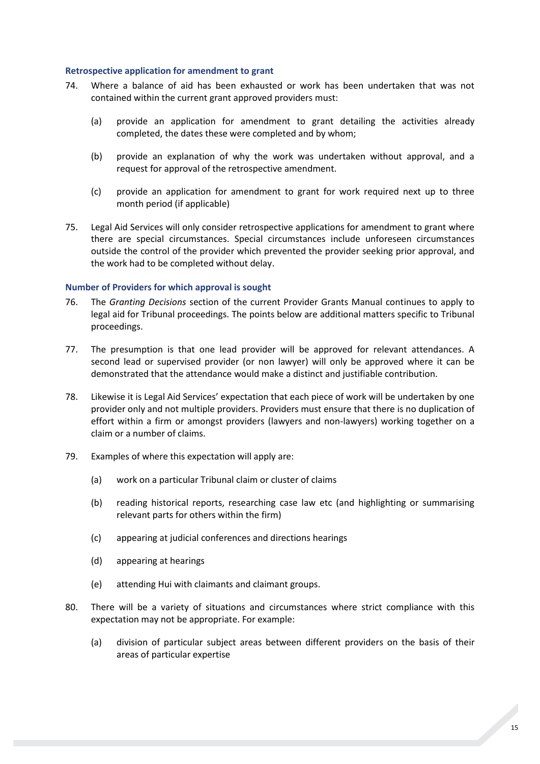### Retrospective application for amendment to grant

74. Where a balance of aid has been exhausted or work has been undertaken that was not contained within the current grant approved providers must:

    (a) provide an application for amendment to grant detailing the activities already completed, the dates these were completed and by whom;

    (b) provide an explanation of why the work was undertaken without approval, and a request for approval of the retrospective amendment.

    (c) provide an application for amendment to grant for work required next up to three month period (if applicable)

75. Legal Aid Services will only consider retrospective applications for amendment to grant where there are special circumstances. Special circumstances include unforeseen circumstances outside the control of the provider which prevented the provider seeking prior approval, and the work had to be completed without delay.

### Number of Providers for which approval is sought

76. The *Granting Decisions* section of the current Provider Grants Manual continues to apply to legal aid for Tribunal proceedings. The points below are additional matters specific to Tribunal proceedings.

77. The presumption is that one lead provider will be approved for relevant attendances. A second lead or supervised provider (or non lawyer) will only be approved where it can be demonstrated that the attendance would make a distinct and justifiable contribution.

78. Likewise it is Legal Aid Services' expectation that each piece of work will be undertaken by one provider only and not multiple providers. Providers must ensure that there is no duplication of effort within a firm or amongst providers (lawyers and non-lawyers) working together on a claim or a number of claims.

79. Examples of where this expectation will apply are:

    (a) work on a particular Tribunal claim or cluster of claims

    (b) reading historical reports, researching case law etc (and highlighting or summarising relevant parts for others within the firm)

    (c) appearing at judicial conferences and directions hearings

    (d) appearing at hearings

    (e) attending Hui with claimants and claimant groups.

80. There will be a variety of situations and circumstances where strict compliance with this expectation may not be appropriate. For example:

    (a) division of particular subject areas between different providers on the basis of their areas of particular expertise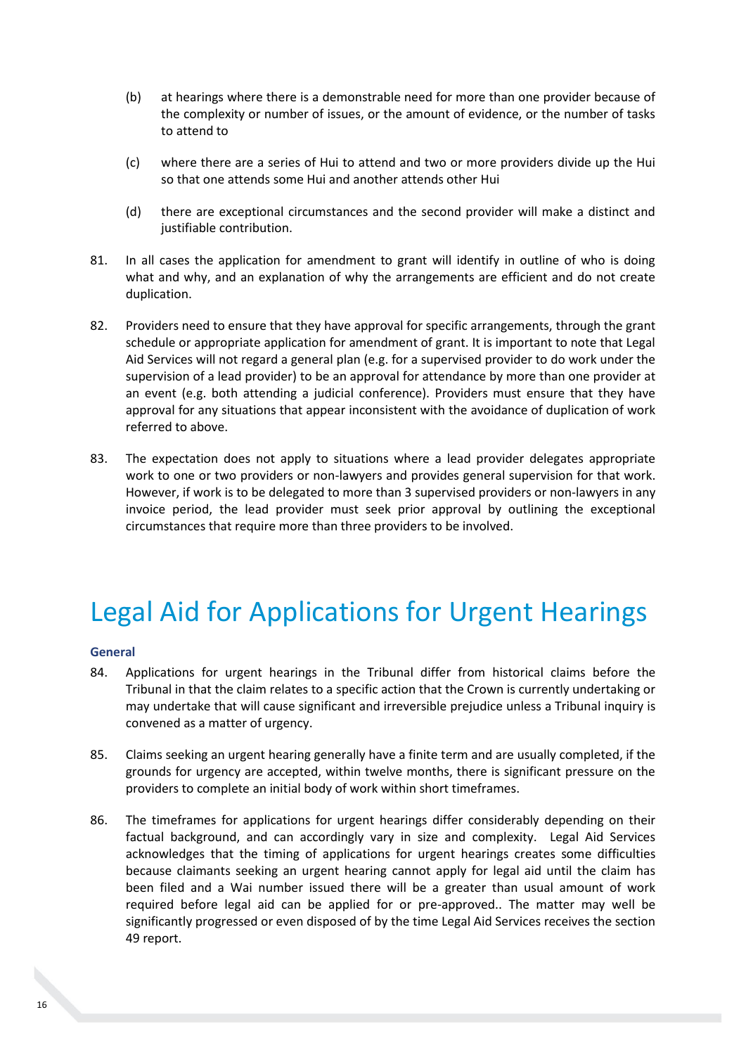(b) at hearings where there is a demonstrable need for more than one provider because of the complexity or number of issues, or the amount of evidence, or the number of tasks to attend to

(c) where there are a series of Hui to attend and two or more providers divide up the Hui so that one attends some Hui and another attends other Hui

(d) there are exceptional circumstances and the second provider will make a distinct and justifiable contribution.

81. In all cases the application for amendment to grant will identify in outline of who is doing what and why, and an explanation of why the arrangements are efficient and do not create duplication.

82. Providers need to ensure that they have approval for specific arrangements, through the grant schedule or appropriate application for amendment of grant. It is important to note that Legal Aid Services will not regard a general plan (e.g. for a supervised provider to do work under the supervision of a lead provider) to be an approval for attendance by more than one provider at an event (e.g. both attending a judicial conference). Providers must ensure that they have approval for any situations that appear inconsistent with the avoidance of duplication of work referred to above.

83. The expectation does not apply to situations where a lead provider delegates appropriate work to one or two providers or non-lawyers and provides general supervision for that work. However, if work is to be delegated to more than 3 supervised providers or non-lawyers in any invoice period, the lead provider must seek prior approval by outlining the exceptional circumstances that require more than three providers to be involved.

# Legal Aid for Applications for Urgent Hearings

### General

84. Applications for urgent hearings in the Tribunal differ from historical claims before the Tribunal in that the claim relates to a specific action that the Crown is currently undertaking or may undertake that will cause significant and irreversible prejudice unless a Tribunal inquiry is convened as a matter of urgency.

85. Claims seeking an urgent hearing generally have a finite term and are usually completed, if the grounds for urgency are accepted, within twelve months, there is significant pressure on the providers to complete an initial body of work within short timeframes.

86. The timeframes for applications for urgent hearings differ considerably depending on their factual background, and can accordingly vary in size and complexity. Legal Aid Services acknowledges that the timing of applications for urgent hearings creates some difficulties because claimants seeking an urgent hearing cannot apply for legal aid until the claim has been filed and a Wai number issued there will be a greater than usual amount of work required before legal aid can be applied for or pre-approved.. The matter may well be significantly progressed or even disposed of by the time Legal Aid Services receives the section 49 report.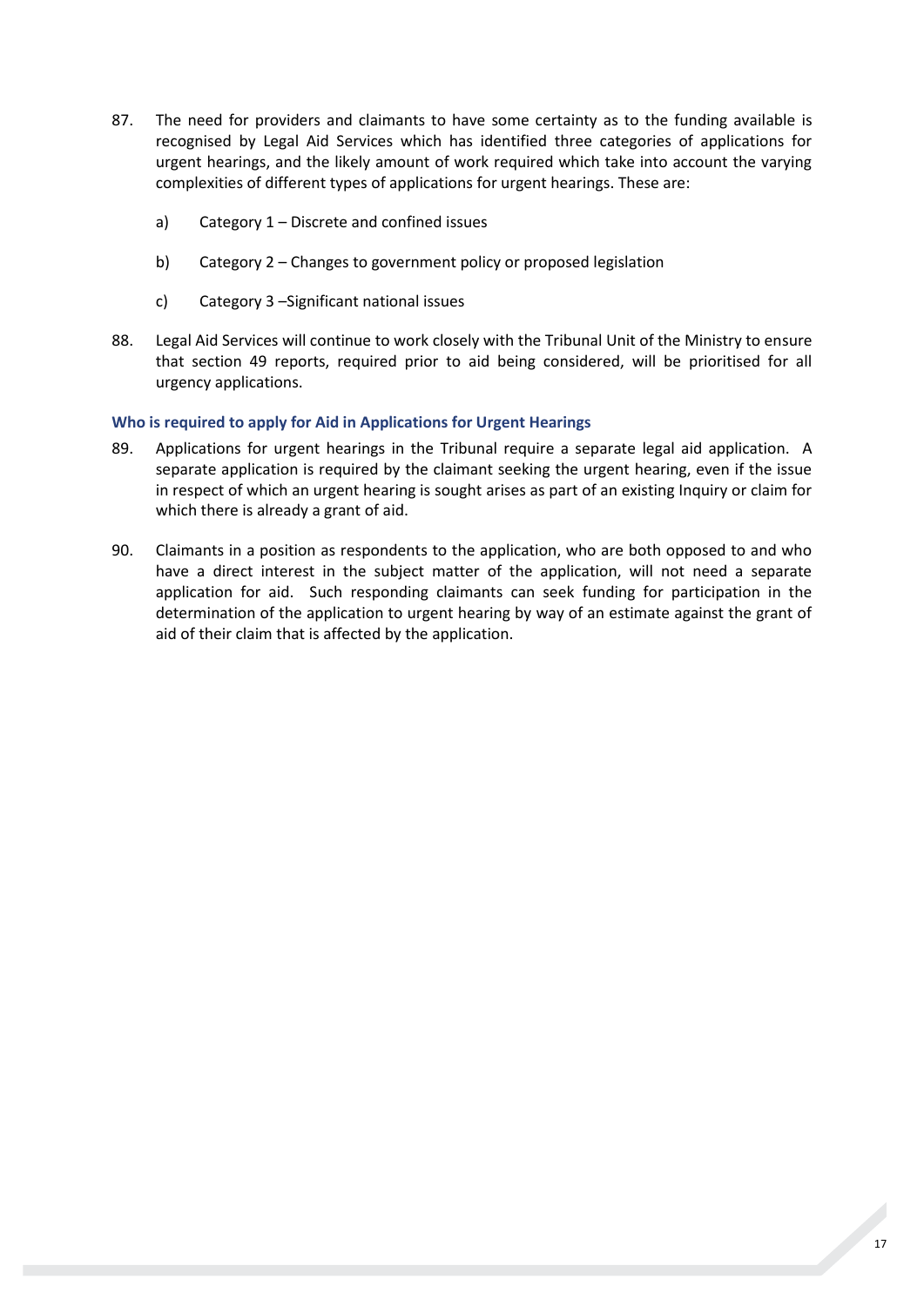87. The need for providers and claimants to have some certainty as to the funding available is recognised by Legal Aid Services which has identified three categories of applications for urgent hearings, and the likely amount of work required which take into account the varying complexities of different types of applications for urgent hearings. These are:

    a) Category 1 – Discrete and confined issues

    b) Category 2 – Changes to government policy or proposed legislation

    c) Category 3 –Significant national issues

88. Legal Aid Services will continue to work closely with the Tribunal Unit of the Ministry to ensure that section 49 reports, required prior to aid being considered, will be prioritised for all urgency applications.

### Who is required to apply for Aid in Applications for Urgent Hearings

89. Applications for urgent hearings in the Tribunal require a separate legal aid application. A separate application is required by the claimant seeking the urgent hearing, even if the issue in respect of which an urgent hearing is sought arises as part of an existing Inquiry or claim for which there is already a grant of aid.

90. Claimants in a position as respondents to the application, who are both opposed to and who have a direct interest in the subject matter of the application, will not need a separate application for aid. Such responding claimants can seek funding for participation in the determination of the application to urgent hearing by way of an estimate against the grant of aid of their claim that is affected by the application.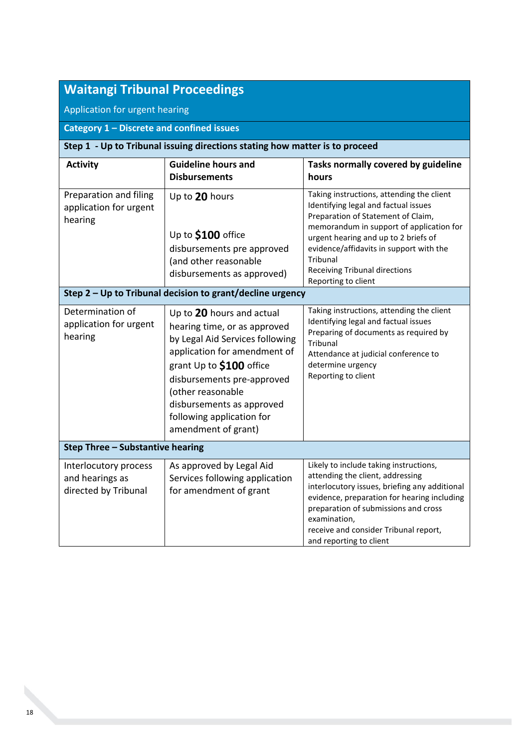## Waitangi Tribunal Proceedings

Application for urgent hearing

### Category 1 – Discrete and confined issues

| Activity | Guideline hours and Disbursements | Tasks normally covered by guideline hours |
|---|---|---|
| **Step 1 - Up to Tribunal issuing directions stating how matter is to proceed** | | |
| Preparation and filing application for urgent hearing | Up to **20** hours<br><br>Up to **$100** office disbursements pre approved (and other reasonable disbursements as approved) | Taking instructions, attending the client<br>Identifying legal and factual issues<br>Preparation of Statement of Claim, memorandum in support of application for urgent hearing and up to 2 briefs of evidence/affidavits in support with the Tribunal<br>Receiving Tribunal directions<br>Reporting to client |
| **Step 2 – Up to Tribunal decision to grant/decline urgency** | | |
| Determination of application for urgent hearing | Up to **20** hours and actual hearing time, or as approved by Legal Aid Services following application for amendment of grant Up to **$100** office disbursements pre-approved (other reasonable disbursements as approved following application for amendment of grant) | Taking instructions, attending the client<br>Identifying legal and factual issues<br>Preparing of documents as required by Tribunal<br>Attendance at judicial conference to determine urgency<br>Reporting to client |
| **Step Three – Substantive hearing** | | |
| Interlocutory process and hearings as directed by Tribunal | As approved by Legal Aid Services following application for amendment of grant | Likely to include taking instructions, attending the client, addressing interlocutory issues, briefing any additional evidence, preparation for hearing including preparation of submissions and cross examination,<br>receive and consider Tribunal report,<br>and reporting to client |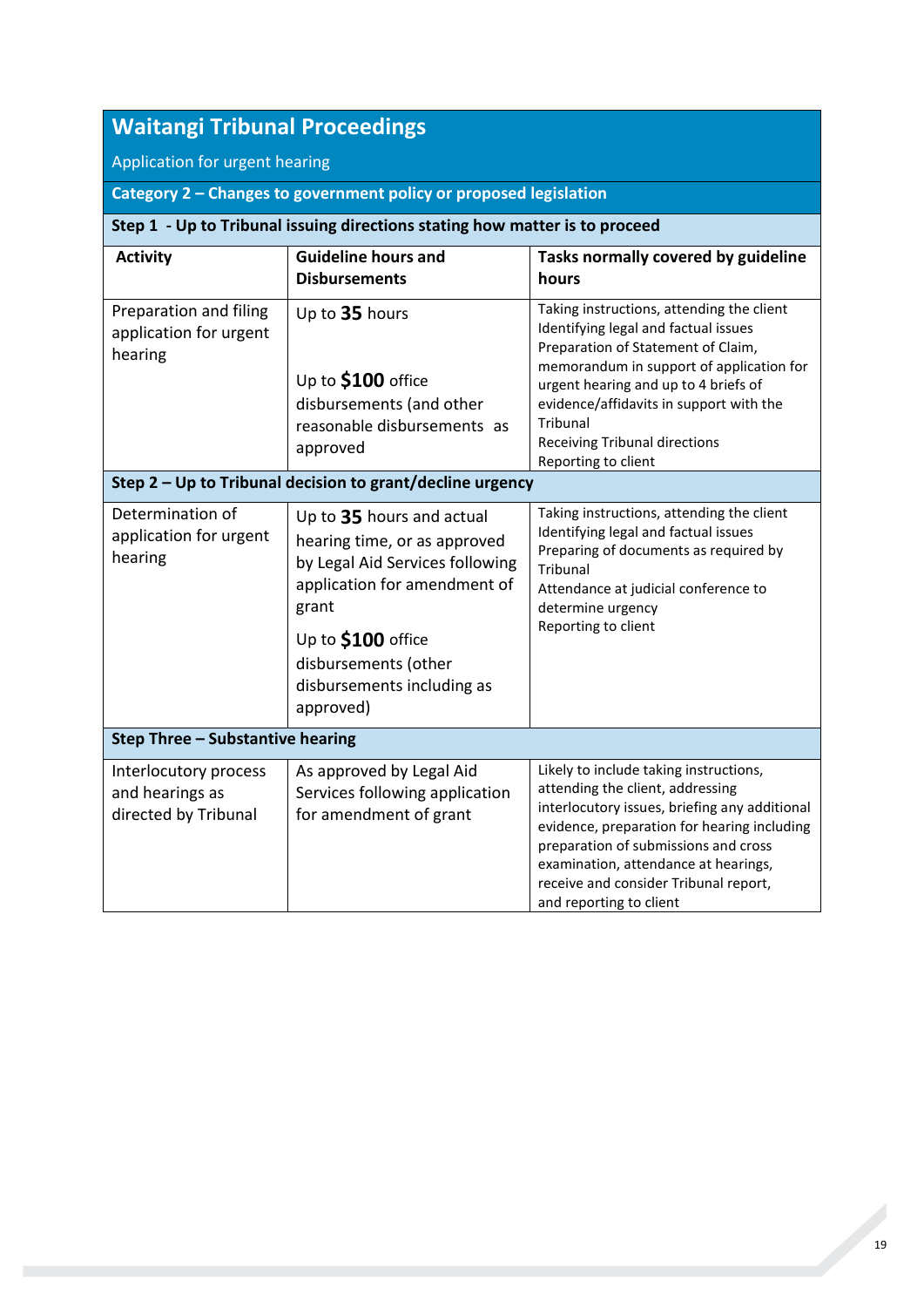## Waitangi Tribunal Proceedings

Application for urgent hearing

| Category 2 – Changes to government policy or proposed legislation | | |
|---|---|---|
| **Step 1 - Up to Tribunal issuing directions stating how matter is to proceed** | | |
| **Activity** | **Guideline hours and Disbursements** | **Tasks normally covered by guideline hours** |
| Preparation and filing application for urgent hearing | Up to **35** hours<br><br>Up to **$100** office disbursements (and other reasonable disbursements as approved | Taking instructions, attending the client<br>Identifying legal and factual issues<br>Preparation of Statement of Claim, memorandum in support of application for urgent hearing and up to 4 briefs of evidence/affidavits in support with the Tribunal<br>Receiving Tribunal directions<br>Reporting to client |
| **Step 2 – Up to Tribunal decision to grant/decline urgency** | | |
| Determination of application for urgent hearing | Up to **35** hours and actual hearing time, or as approved by Legal Aid Services following application for amendment of grant<br><br>Up to **$100** office disbursements (other disbursements including as approved) | Taking instructions, attending the client<br>Identifying legal and factual issues<br>Preparing of documents as required by Tribunal<br>Attendance at judicial conference to determine urgency<br>Reporting to client |
| **Step Three – Substantive hearing** | | |
| Interlocutory process and hearings as directed by Tribunal | As approved by Legal Aid Services following application for amendment of grant | Likely to include taking instructions, attending the client, addressing interlocutory issues, briefing any additional evidence, preparation for hearing including preparation of submissions and cross examination, attendance at hearings, receive and consider Tribunal report, and reporting to client |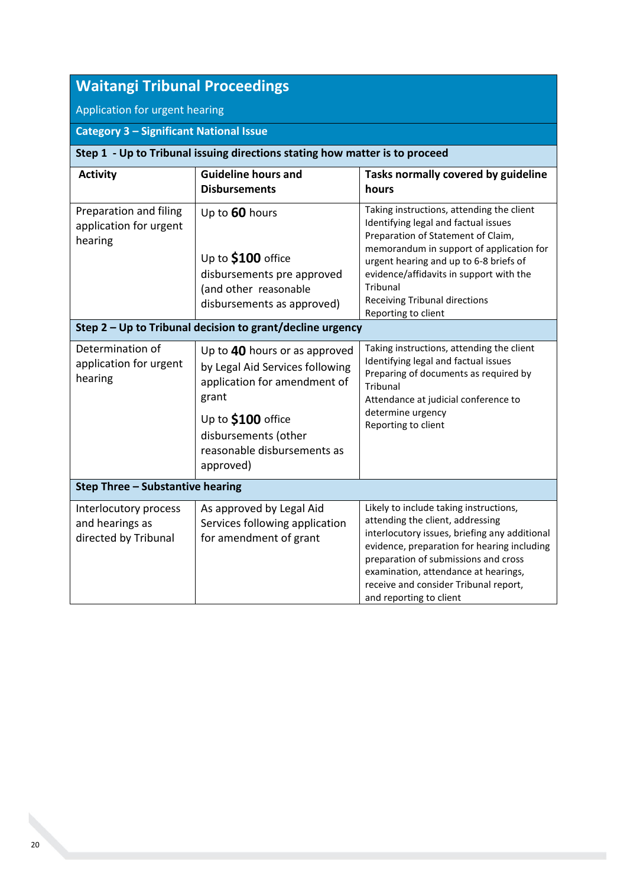## Waitangi Tribunal Proceedings

Application for urgent hearing

| Category 3 – Significant National Issue | | |
|---|---|---|
| **Step 1 - Up to Tribunal issuing directions stating how matter is to proceed** | | |
| **Activity** | **Guideline hours and Disbursements** | **Tasks normally covered by guideline hours** |
| Preparation and filing application for urgent hearing | Up to **60** hours<br><br>Up to **$100** office disbursements pre approved (and other reasonable disbursements as approved) | Taking instructions, attending the client<br>Identifying legal and factual issues<br>Preparation of Statement of Claim, memorandum in support of application for urgent hearing and up to 6-8 briefs of evidence/affidavits in support with the Tribunal<br>Receiving Tribunal directions<br>Reporting to client |
| **Step 2 – Up to Tribunal decision to grant/decline urgency** | | |
| Determination of application for urgent hearing | Up to **40** hours or as approved by Legal Aid Services following application for amendment of grant<br><br>Up to **$100** office disbursements (other reasonable disbursements as approved) | Taking instructions, attending the client<br>Identifying legal and factual issues<br>Preparing of documents as required by Tribunal<br>Attendance at judicial conference to determine urgency<br>Reporting to client |
| **Step Three – Substantive hearing** | | |
| Interlocutory process and hearings as directed by Tribunal | As approved by Legal Aid Services following application for amendment of grant | Likely to include taking instructions, attending the client, addressing interlocutory issues, briefing any additional evidence, preparation for hearing including preparation of submissions and cross examination, attendance at hearings, receive and consider Tribunal report, and reporting to client |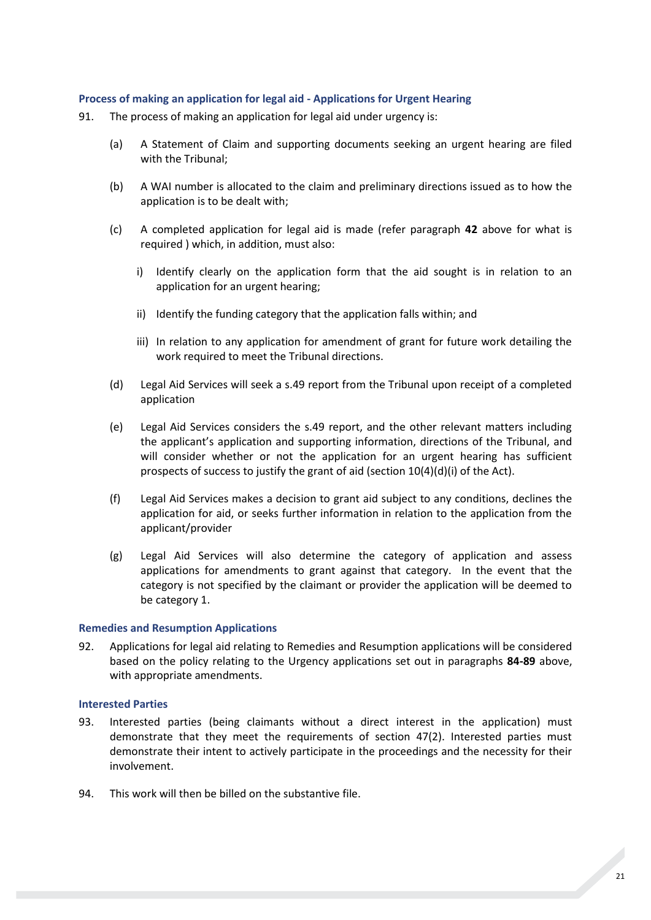### Process of making an application for legal aid - Applications for Urgent Hearing

91. The process of making an application for legal aid under urgency is:

    (a) A Statement of Claim and supporting documents seeking an urgent hearing are filed with the Tribunal;

    (b) A WAI number is allocated to the claim and preliminary directions issued as to how the application is to be dealt with;

    (c) A completed application for legal aid is made (refer paragraph **42** above for what is required ) which, in addition, must also:

       i) Identify clearly on the application form that the aid sought is in relation to an application for an urgent hearing;

       ii) Identify the funding category that the application falls within; and

       iii) In relation to any application for amendment of grant for future work detailing the work required to meet the Tribunal directions.

    (d) Legal Aid Services will seek a s.49 report from the Tribunal upon receipt of a completed application

    (e) Legal Aid Services considers the s.49 report, and the other relevant matters including the applicant's application and supporting information, directions of the Tribunal, and will consider whether or not the application for an urgent hearing has sufficient prospects of success to justify the grant of aid (section 10(4)(d)(i) of the Act).

    (f) Legal Aid Services makes a decision to grant aid subject to any conditions, declines the application for aid, or seeks further information in relation to the application from the applicant/provider

    (g) Legal Aid Services will also determine the category of application and assess applications for amendments to grant against that category. In the event that the category is not specified by the claimant or provider the application will be deemed to be category 1.

### Remedies and Resumption Applications

92. Applications for legal aid relating to Remedies and Resumption applications will be considered based on the policy relating to the Urgency applications set out in paragraphs **84-89** above, with appropriate amendments.

### Interested Parties

93. Interested parties (being claimants without a direct interest in the application) must demonstrate that they meet the requirements of section 47(2). Interested parties must demonstrate their intent to actively participate in the proceedings and the necessity for their involvement.

94. This work will then be billed on the substantive file.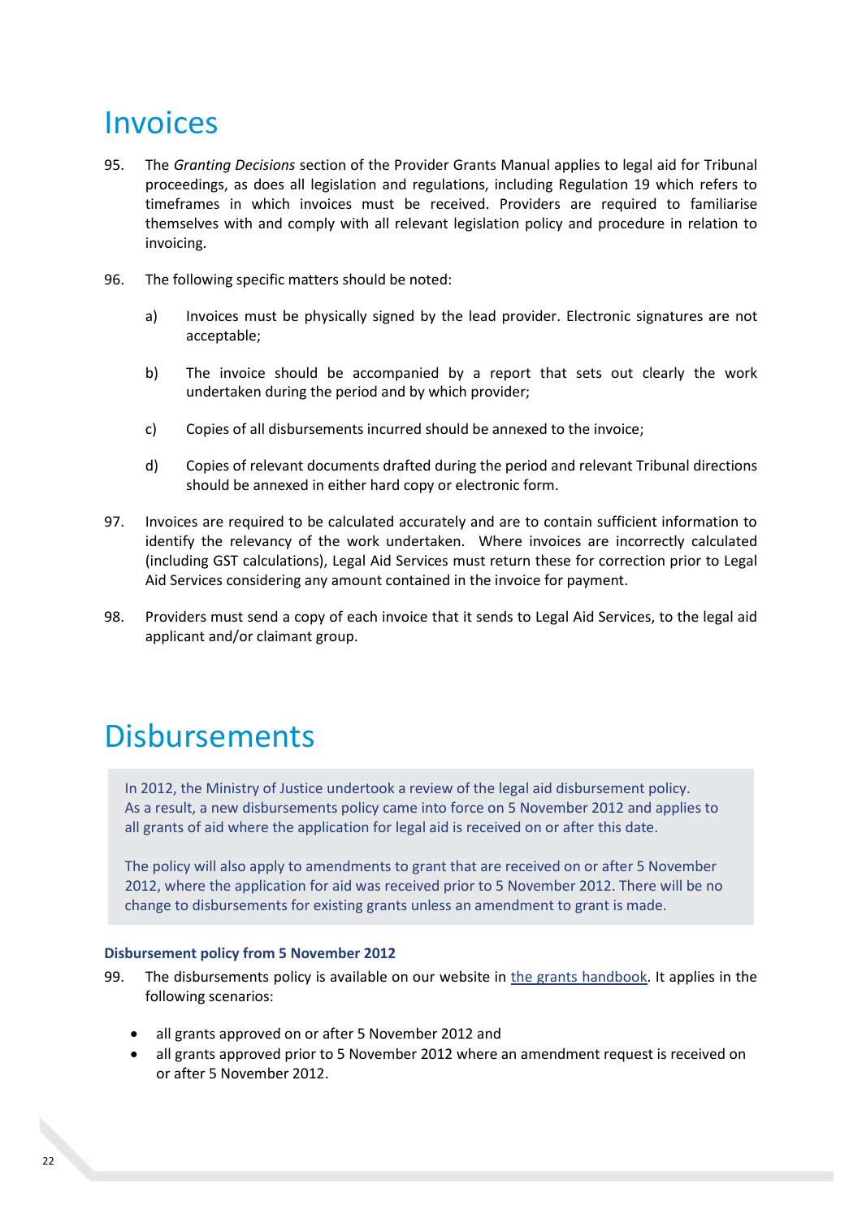# Invoices

95. The *Granting Decisions* section of the Provider Grants Manual applies to legal aid for Tribunal proceedings, as does all legislation and regulations, including Regulation 19 which refers to timeframes in which invoices must be received. Providers are required to familiarise themselves with and comply with all relevant legislation policy and procedure in relation to invoicing.

96. The following specific matters should be noted:

    a) Invoices must be physically signed by the lead provider. Electronic signatures are not acceptable;

    b) The invoice should be accompanied by a report that sets out clearly the work undertaken during the period and by which provider;

    c) Copies of all disbursements incurred should be annexed to the invoice;

    d) Copies of relevant documents drafted during the period and relevant Tribunal directions should be annexed in either hard copy or electronic form.

97. Invoices are required to be calculated accurately and are to contain sufficient information to identify the relevancy of the work undertaken. Where invoices are incorrectly calculated (including GST calculations), Legal Aid Services must return these for correction prior to Legal Aid Services considering any amount contained in the invoice for payment.

98. Providers must send a copy of each invoice that it sends to Legal Aid Services, to the legal aid applicant and/or claimant group.

# Disbursements

> In 2012, the Ministry of Justice undertook a review of the legal aid disbursement policy. As a result, a new disbursements policy came into force on 5 November 2012 and applies to all grants of aid where the application for legal aid is received on or after this date.
>
> The policy will also apply to amendments to grant that are received on or after 5 November 2012, where the application for aid was received prior to 5 November 2012. There will be no change to disbursements for existing grants unless an amendment to grant is made.

**Disbursement policy from 5 November 2012**

99. The disbursements policy is available on our website in the grants handbook. It applies in the following scenarios:

    - all grants approved on or after 5 November 2012 and
    - all grants approved prior to 5 November 2012 where an amendment request is received on or after 5 November 2012.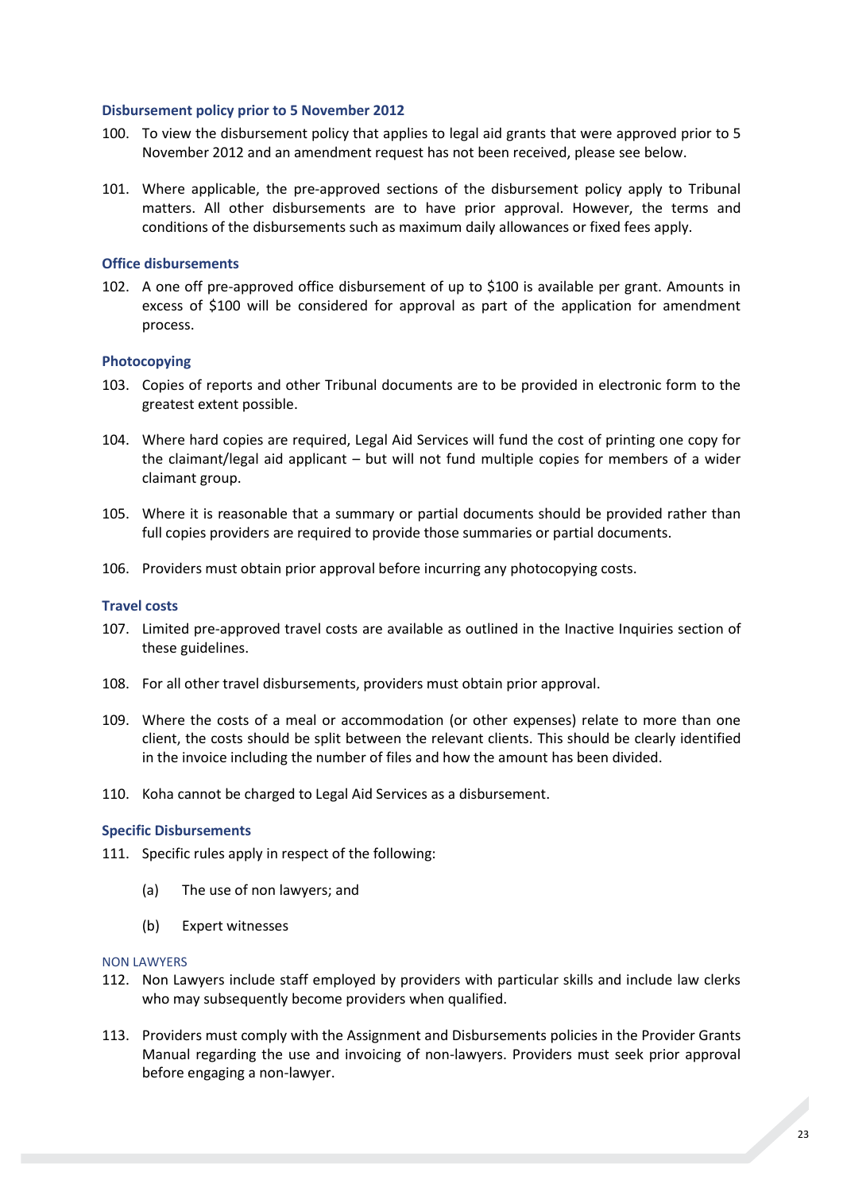### Disbursement policy prior to 5 November 2012

100. To view the disbursement policy that applies to legal aid grants that were approved prior to 5 November 2012 and an amendment request has not been received, please see below.

101. Where applicable, the pre-approved sections of the disbursement policy apply to Tribunal matters. All other disbursements are to have prior approval. However, the terms and conditions of the disbursements such as maximum daily allowances or fixed fees apply.

### Office disbursements

102. A one off pre-approved office disbursement of up to $100 is available per grant. Amounts in excess of $100 will be considered for approval as part of the application for amendment process.

### Photocopying

103. Copies of reports and other Tribunal documents are to be provided in electronic form to the greatest extent possible.

104. Where hard copies are required, Legal Aid Services will fund the cost of printing one copy for the claimant/legal aid applicant – but will not fund multiple copies for members of a wider claimant group.

105. Where it is reasonable that a summary or partial documents should be provided rather than full copies providers are required to provide those summaries or partial documents.

106. Providers must obtain prior approval before incurring any photocopying costs.

### Travel costs

107. Limited pre-approved travel costs are available as outlined in the Inactive Inquiries section of these guidelines.

108. For all other travel disbursements, providers must obtain prior approval.

109. Where the costs of a meal or accommodation (or other expenses) relate to more than one client, the costs should be split between the relevant clients. This should be clearly identified in the invoice including the number of files and how the amount has been divided.

110. Koha cannot be charged to Legal Aid Services as a disbursement.

### Specific Disbursements

111. Specific rules apply in respect of the following:

   (a) The use of non lawyers; and

   (b) Expert witnesses

#### NON LAWYERS

112. Non Lawyers include staff employed by providers with particular skills and include law clerks who may subsequently become providers when qualified.

113. Providers must comply with the Assignment and Disbursements policies in the Provider Grants Manual regarding the use and invoicing of non-lawyers. Providers must seek prior approval before engaging a non-lawyer.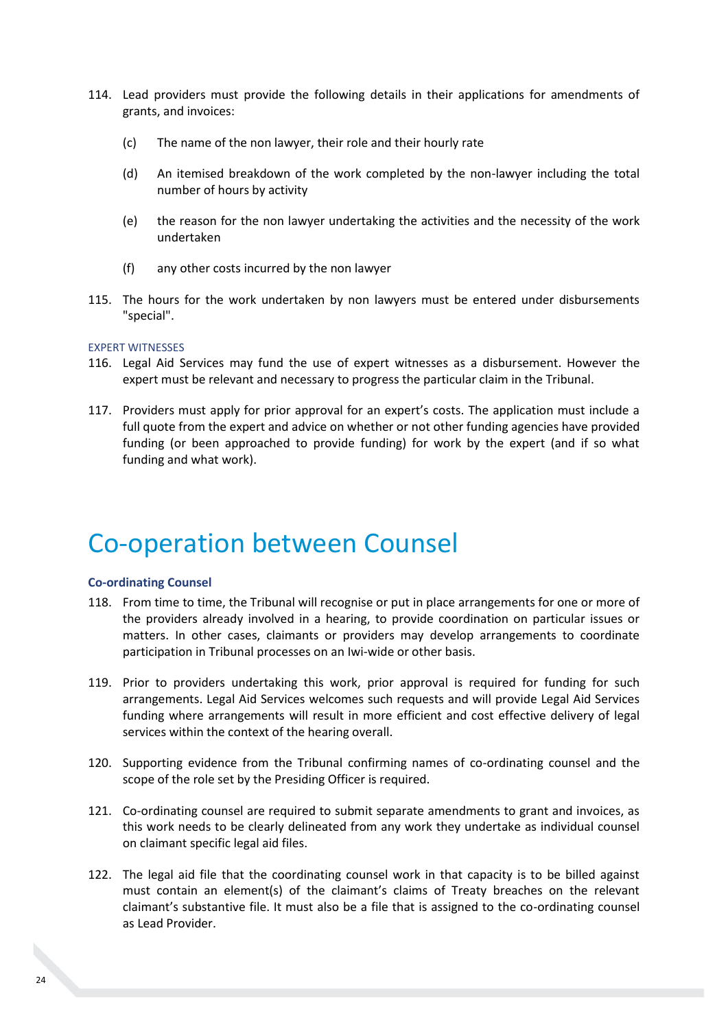114. Lead providers must provide the following details in their applications for amendments of grants, and invoices:

    (c) The name of the non lawyer, their role and their hourly rate

    (d) An itemised breakdown of the work completed by the non-lawyer including the total number of hours by activity

    (e) the reason for the non lawyer undertaking the activities and the necessity of the work undertaken

    (f) any other costs incurred by the non lawyer

115. The hours for the work undertaken by non lawyers must be entered under disbursements "special".

### EXPERT WITNESSES

116. Legal Aid Services may fund the use of expert witnesses as a disbursement. However the expert must be relevant and necessary to progress the particular claim in the Tribunal.

117. Providers must apply for prior approval for an expert's costs. The application must include a full quote from the expert and advice on whether or not other funding agencies have provided funding (or been approached to provide funding) for work by the expert (and if so what funding and what work).

# Co-operation between Counsel

### Co-ordinating Counsel

118. From time to time, the Tribunal will recognise or put in place arrangements for one or more of the providers already involved in a hearing, to provide coordination on particular issues or matters. In other cases, claimants or providers may develop arrangements to coordinate participation in Tribunal processes on an Iwi-wide or other basis.

119. Prior to providers undertaking this work, prior approval is required for funding for such arrangements. Legal Aid Services welcomes such requests and will provide Legal Aid Services funding where arrangements will result in more efficient and cost effective delivery of legal services within the context of the hearing overall.

120. Supporting evidence from the Tribunal confirming names of co-ordinating counsel and the scope of the role set by the Presiding Officer is required.

121. Co-ordinating counsel are required to submit separate amendments to grant and invoices, as this work needs to be clearly delineated from any work they undertake as individual counsel on claimant specific legal aid files.

122. The legal aid file that the coordinating counsel work in that capacity is to be billed against must contain an element(s) of the claimant's claims of Treaty breaches on the relevant claimant's substantive file. It must also be a file that is assigned to the co-ordinating counsel as Lead Provider.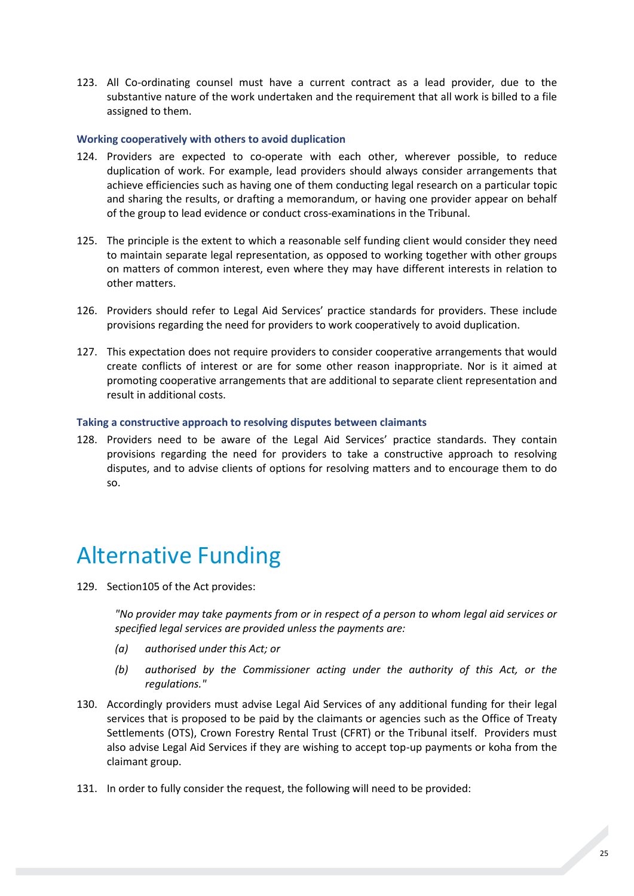123. All Co-ordinating counsel must have a current contract as a lead provider, due to the substantive nature of the work undertaken and the requirement that all work is billed to a file assigned to them.

### Working cooperatively with others to avoid duplication

124. Providers are expected to co-operate with each other, wherever possible, to reduce duplication of work. For example, lead providers should always consider arrangements that achieve efficiencies such as having one of them conducting legal research on a particular topic and sharing the results, or drafting a memorandum, or having one provider appear on behalf of the group to lead evidence or conduct cross-examinations in the Tribunal.

125. The principle is the extent to which a reasonable self funding client would consider they need to maintain separate legal representation, as opposed to working together with other groups on matters of common interest, even where they may have different interests in relation to other matters.

126. Providers should refer to Legal Aid Services' practice standards for providers. These include provisions regarding the need for providers to work cooperatively to avoid duplication.

127. This expectation does not require providers to consider cooperative arrangements that would create conflicts of interest or are for some other reason inappropriate. Nor is it aimed at promoting cooperative arrangements that are additional to separate client representation and result in additional costs.

### Taking a constructive approach to resolving disputes between claimants

128. Providers need to be aware of the Legal Aid Services' practice standards. They contain provisions regarding the need for providers to take a constructive approach to resolving disputes, and to advise clients of options for resolving matters and to encourage them to do so.

# Alternative Funding

129. Section105 of the Act provides:

    *"No provider may take payments from or in respect of a person to whom legal aid services or specified legal services are provided unless the payments are:*

    *(a) authorised under this Act; or*

    *(b) authorised by the Commissioner acting under the authority of this Act, or the regulations."*

130. Accordingly providers must advise Legal Aid Services of any additional funding for their legal services that is proposed to be paid by the claimants or agencies such as the Office of Treaty Settlements (OTS), Crown Forestry Rental Trust (CFRT) or the Tribunal itself. Providers must also advise Legal Aid Services if they are wishing to accept top-up payments or koha from the claimant group.

131. In order to fully consider the request, the following will need to be provided: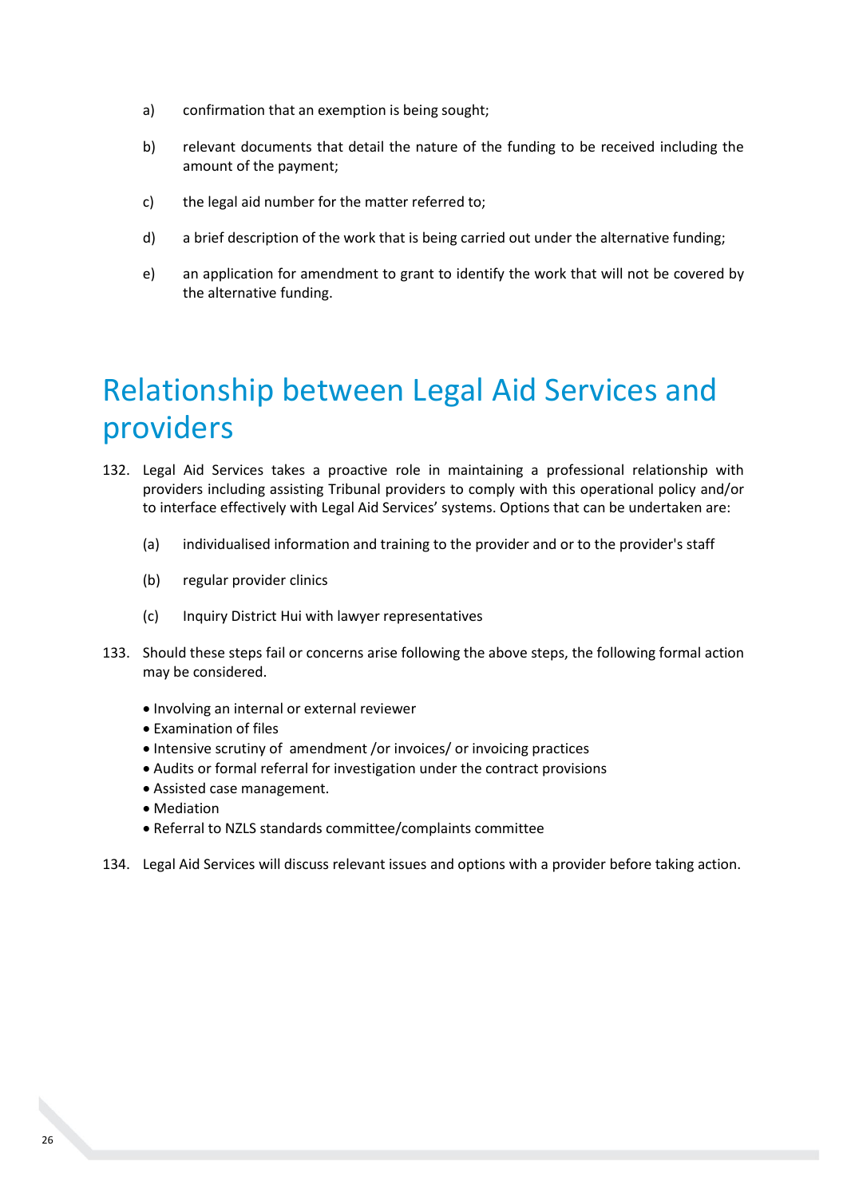a) confirmation that an exemption is being sought;

b) relevant documents that detail the nature of the funding to be received including the amount of the payment;

c) the legal aid number for the matter referred to;

d) a brief description of the work that is being carried out under the alternative funding;

e) an application for amendment to grant to identify the work that will not be covered by the alternative funding.

# Relationship between Legal Aid Services and providers

132. Legal Aid Services takes a proactive role in maintaining a professional relationship with providers including assisting Tribunal providers to comply with this operational policy and/or to interface effectively with Legal Aid Services' systems. Options that can be undertaken are:

    (a) individualised information and training to the provider and or to the provider's staff

    (b) regular provider clinics

    (c) Inquiry District Hui with lawyer representatives

133. Should these steps fail or concerns arise following the above steps, the following formal action may be considered.

    - Involving an internal or external reviewer
    - Examination of files
    - Intensive scrutiny of amendment /or invoices/ or invoicing practices
    - Audits or formal referral for investigation under the contract provisions
    - Assisted case management.
    - Mediation
    - Referral to NZLS standards committee/complaints committee

134. Legal Aid Services will discuss relevant issues and options with a provider before taking action.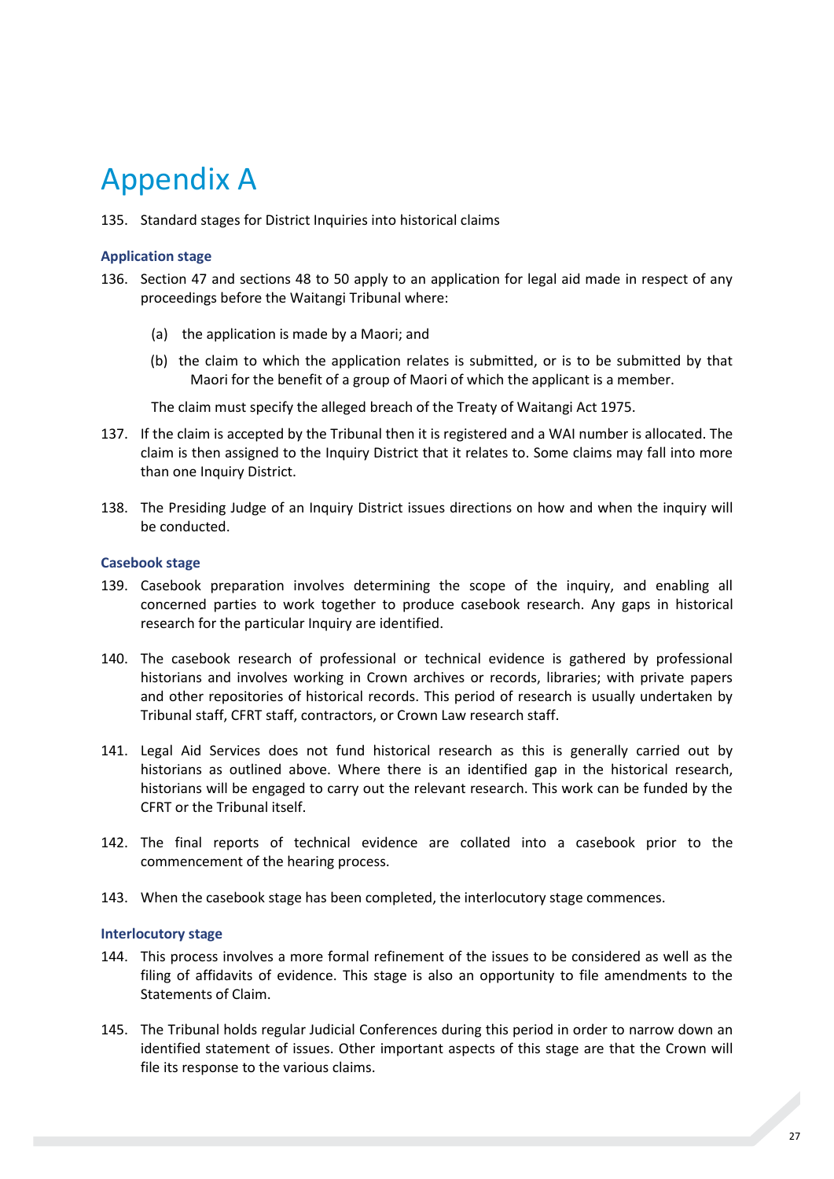# Appendix A

135. Standard stages for District Inquiries into historical claims

### Application stage

136. Section 47 and sections 48 to 50 apply to an application for legal aid made in respect of any proceedings before the Waitangi Tribunal where:

    (a) the application is made by a Maori; and

    (b) the claim to which the application relates is submitted, or is to be submitted by that Maori for the benefit of a group of Maori of which the applicant is a member.

    The claim must specify the alleged breach of the Treaty of Waitangi Act 1975.

137. If the claim is accepted by the Tribunal then it is registered and a WAI number is allocated. The claim is then assigned to the Inquiry District that it relates to. Some claims may fall into more than one Inquiry District.

138. The Presiding Judge of an Inquiry District issues directions on how and when the inquiry will be conducted.

### Casebook stage

139. Casebook preparation involves determining the scope of the inquiry, and enabling all concerned parties to work together to produce casebook research. Any gaps in historical research for the particular Inquiry are identified.

140. The casebook research of professional or technical evidence is gathered by professional historians and involves working in Crown archives or records, libraries; with private papers and other repositories of historical records. This period of research is usually undertaken by Tribunal staff, CFRT staff, contractors, or Crown Law research staff.

141. Legal Aid Services does not fund historical research as this is generally carried out by historians as outlined above. Where there is an identified gap in the historical research, historians will be engaged to carry out the relevant research. This work can be funded by the CFRT or the Tribunal itself.

142. The final reports of technical evidence are collated into a casebook prior to the commencement of the hearing process.

143. When the casebook stage has been completed, the interlocutory stage commences.

### Interlocutory stage

144. This process involves a more formal refinement of the issues to be considered as well as the filing of affidavits of evidence. This stage is also an opportunity to file amendments to the Statements of Claim.

145. The Tribunal holds regular Judicial Conferences during this period in order to narrow down an identified statement of issues. Other important aspects of this stage are that the Crown will file its response to the various claims.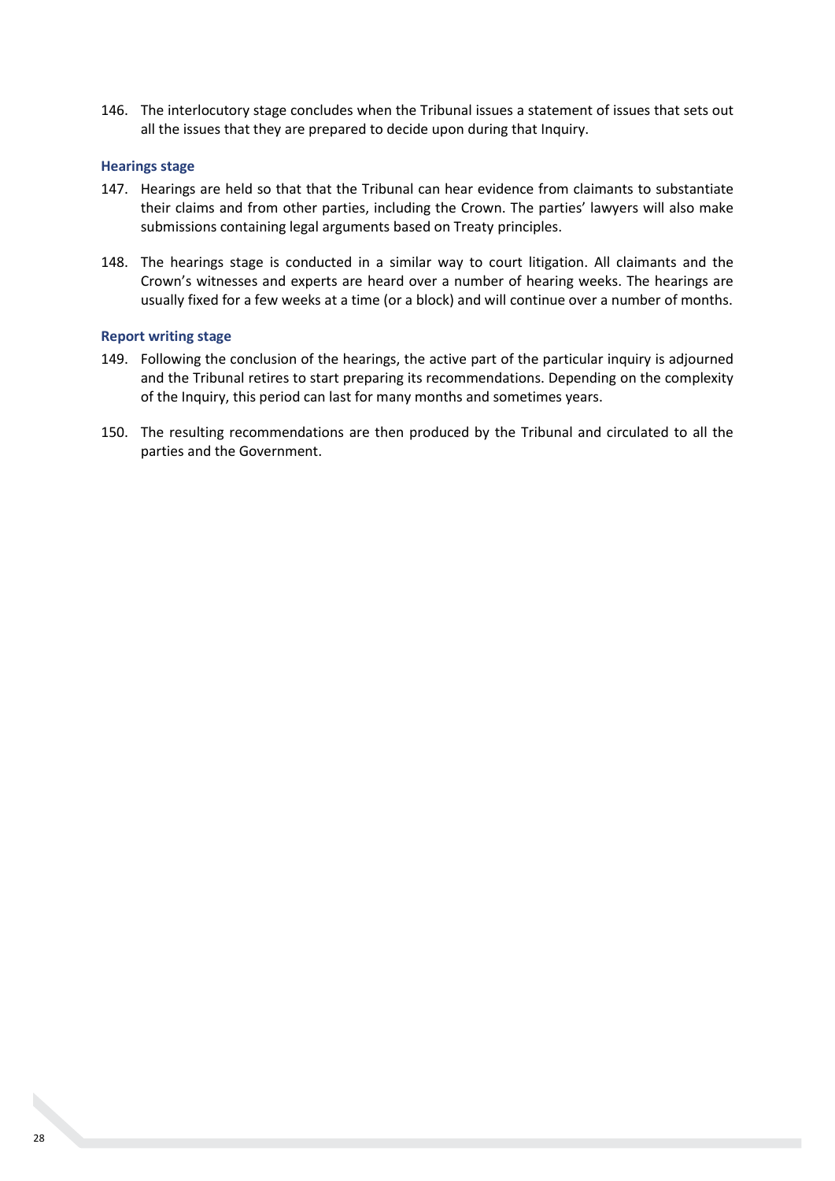146. The interlocutory stage concludes when the Tribunal issues a statement of issues that sets out all the issues that they are prepared to decide upon during that Inquiry.

### Hearings stage

147. Hearings are held so that that the Tribunal can hear evidence from claimants to substantiate their claims and from other parties, including the Crown. The parties' lawyers will also make submissions containing legal arguments based on Treaty principles.

148. The hearings stage is conducted in a similar way to court litigation. All claimants and the Crown's witnesses and experts are heard over a number of hearing weeks. The hearings are usually fixed for a few weeks at a time (or a block) and will continue over a number of months.

### Report writing stage

149. Following the conclusion of the hearings, the active part of the particular inquiry is adjourned and the Tribunal retires to start preparing its recommendations. Depending on the complexity of the Inquiry, this period can last for many months and sometimes years.

150. The resulting recommendations are then produced by the Tribunal and circulated to all the parties and the Government.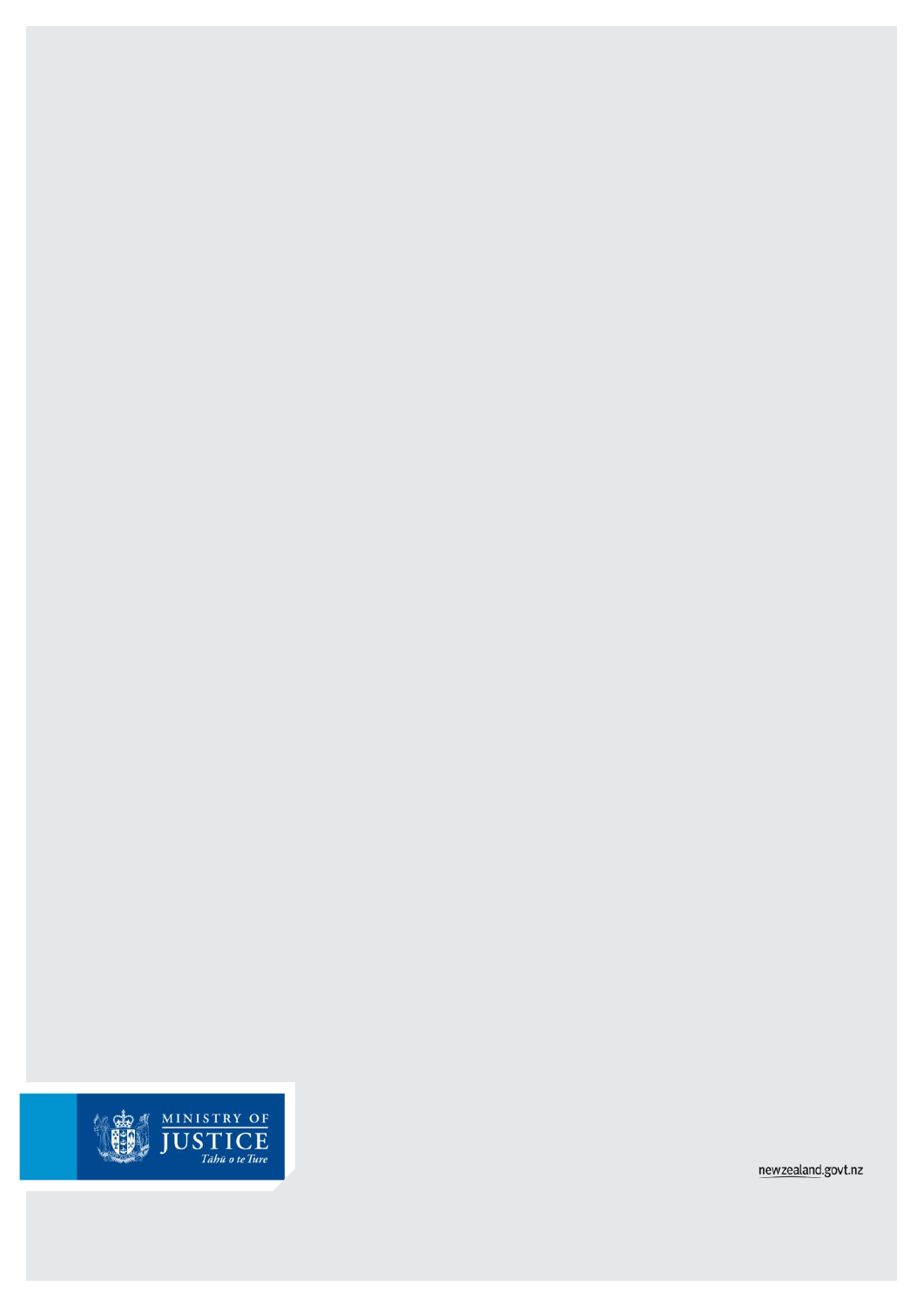MINISTRY OF
JUSTICE
*Tāhū o te Ture*

newzealand.govt.nz